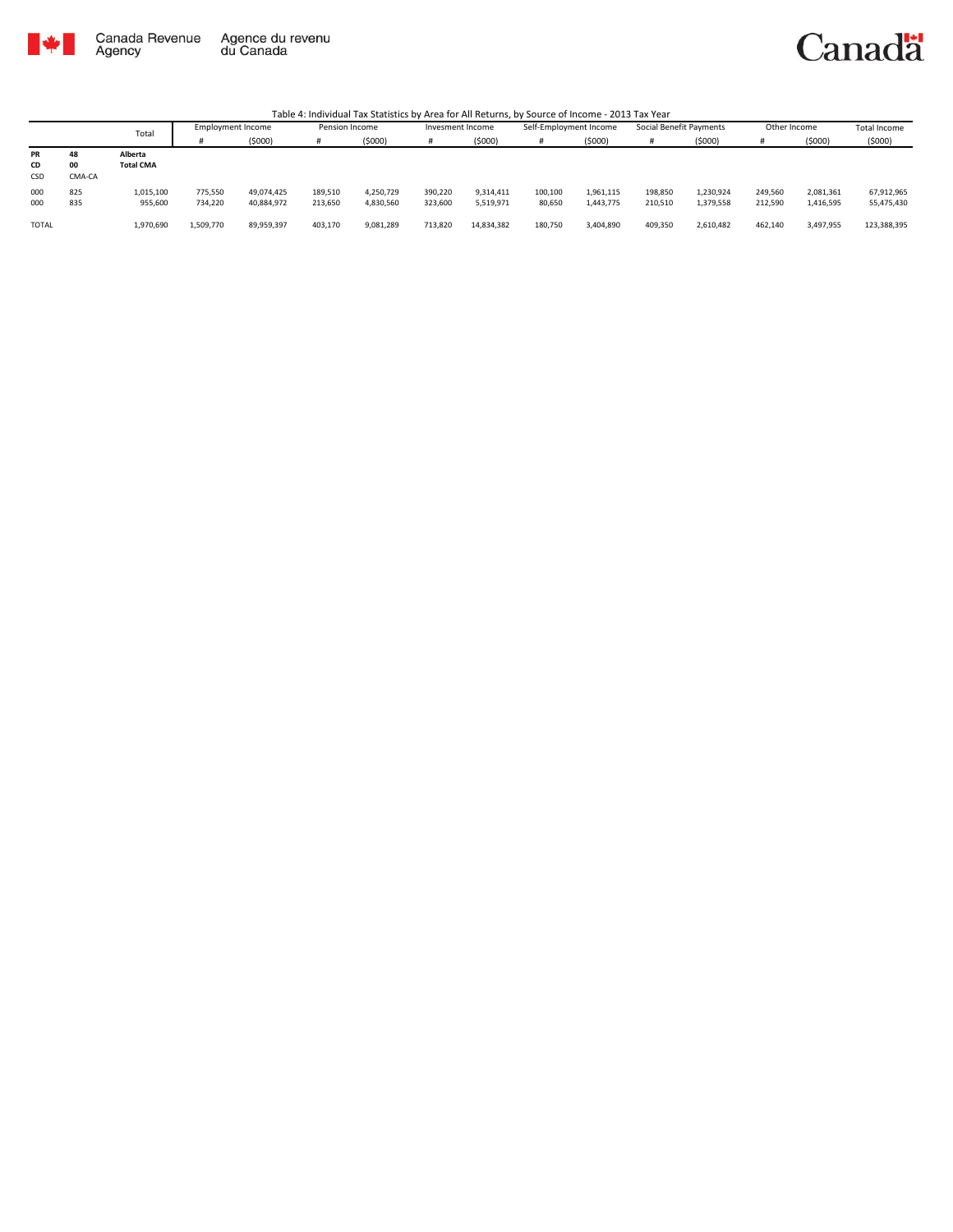Canada Revenue Agency | Agence du revenu du Canada

Canada

Table 4: Individual Tax Statistics by Area for All Returns, by Source of Income - 2013 Tax Year

| | | Total | Employment Income | | Pension Income | | Invesment Income | | Self-Employment Income | | Social Benefit Payments | | Other Income | | Total Income |
|---|---|---|---|---|---|---|---|---|---|---|---|---|---|---|---|
| | | | # | ($000) | # | ($000) | # | ($000) | # | ($000) | # | ($000) | # | ($000) | ($000) |
| **PR** | **48** | **Alberta** | | | | | | | | | | | | | |
| **CD** | **00** | **Total CMA** | | | | | | | | | | | | | |
| CSD | CMA-CA | | | | | | | | | | | | | | |
| 000 | 825 | 1,015,100 | 775,550 | 49,074,425 | 189,510 | 4,250,729 | 390,220 | 9,314,411 | 100,100 | 1,961,115 | 198,850 | 1,230,924 | 249,560 | 2,081,361 | 67,912,965 |
| 000 | 835 | 955,600 | 734,220 | 40,884,972 | 213,650 | 4,830,560 | 323,600 | 5,519,971 | 80,650 | 1,443,775 | 210,510 | 1,379,558 | 212,590 | 1,416,595 | 55,475,430 |
| TOTAL | | 1,970,690 | 1,509,770 | 89,959,397 | 403,170 | 9,081,289 | 713,820 | 14,834,382 | 180,750 | 3,404,890 | 409,350 | 2,610,482 | 462,140 | 3,497,955 | 123,388,395 |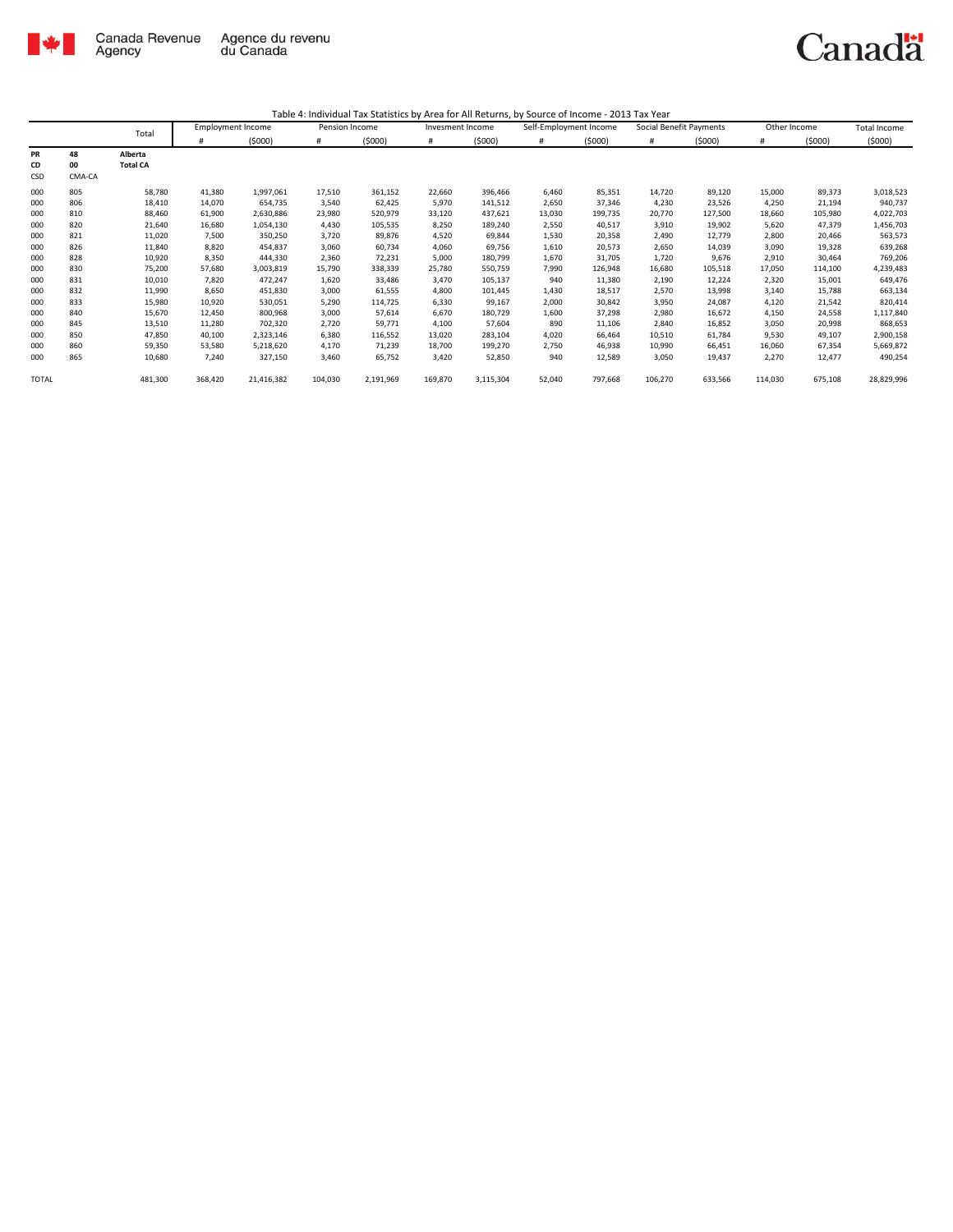Table 4: Individual Tax Statistics by Area for All Returns, by Source of Income - 2013 Tax Year

| | | Total | Employment Income | | Pension Income | | Invesment Income | | Self-Employment Income | | Social Benefit Payments | | Other Income | | Total Income |
|---|---|---|---|---|---|---|---|---|---|---|---|---|---|---|---|
| | | | # | ($000) | # | ($000) | # | ($000) | # | ($000) | # | ($000) | # | ($000) | ($000) |
| **PR** | **48** | **Alberta** | | | | | | | | | | | | | |
| **CD** | **00** | **Total CA** | | | | | | | | | | | | | |
| CSD | CMA-CA | | | | | | | | | | | | | | |
| 000 | 805 | 58,780 | 41,380 | 1,997,061 | 17,510 | 361,152 | 22,660 | 396,466 | 6,460 | 85,351 | 14,720 | 89,120 | 15,000 | 89,373 | 3,018,523 |
| 000 | 806 | 18,410 | 14,070 | 654,735 | 3,540 | 62,425 | 5,970 | 141,512 | 2,650 | 37,346 | 4,230 | 23,526 | 4,250 | 21,194 | 940,737 |
| 000 | 810 | 88,460 | 61,900 | 2,630,886 | 23,980 | 520,979 | 33,120 | 437,621 | 13,030 | 199,735 | 20,770 | 127,500 | 18,660 | 105,980 | 4,022,703 |
| 000 | 820 | 21,640 | 16,680 | 1,054,130 | 4,430 | 105,535 | 8,250 | 189,240 | 2,550 | 40,517 | 3,910 | 19,902 | 5,620 | 47,379 | 1,456,703 |
| 000 | 821 | 11,020 | 7,500 | 350,250 | 3,720 | 89,876 | 4,520 | 69,844 | 1,530 | 20,358 | 2,490 | 12,779 | 2,800 | 20,466 | 563,573 |
| 000 | 826 | 11,840 | 8,820 | 454,837 | 3,060 | 60,734 | 4,060 | 69,756 | 1,610 | 20,573 | 2,650 | 14,039 | 3,090 | 19,328 | 639,268 |
| 000 | 828 | 10,920 | 8,350 | 444,330 | 2,360 | 72,231 | 5,000 | 180,799 | 1,670 | 31,705 | 1,720 | 9,676 | 2,910 | 30,464 | 769,206 |
| 000 | 830 | 75,200 | 57,680 | 3,003,819 | 15,790 | 338,339 | 25,780 | 550,759 | 7,990 | 126,948 | 16,680 | 105,518 | 17,050 | 114,100 | 4,239,483 |
| 000 | 831 | 10,010 | 7,820 | 472,247 | 1,620 | 33,486 | 3,470 | 105,137 | 940 | 11,380 | 2,190 | 12,224 | 2,320 | 15,001 | 649,476 |
| 000 | 832 | 11,990 | 8,650 | 451,830 | 3,000 | 61,555 | 4,800 | 101,445 | 1,430 | 18,517 | 2,570 | 13,998 | 3,140 | 15,788 | 663,134 |
| 000 | 833 | 15,980 | 10,920 | 530,051 | 5,290 | 114,725 | 6,330 | 99,167 | 2,000 | 30,842 | 3,950 | 24,087 | 4,120 | 21,542 | 820,414 |
| 000 | 840 | 15,670 | 12,450 | 800,968 | 3,000 | 57,614 | 6,670 | 180,729 | 1,600 | 37,298 | 2,980 | 16,672 | 4,150 | 24,558 | 1,117,840 |
| 000 | 845 | 13,510 | 11,280 | 702,320 | 2,720 | 59,771 | 4,100 | 57,604 | 890 | 11,106 | 2,840 | 16,852 | 3,050 | 20,998 | 868,653 |
| 000 | 850 | 47,850 | 40,100 | 2,323,146 | 6,380 | 116,552 | 13,020 | 283,104 | 4,020 | 66,464 | 10,510 | 61,784 | 9,530 | 49,107 | 2,900,158 |
| 000 | 860 | 59,350 | 53,580 | 5,218,620 | 4,170 | 71,239 | 18,700 | 199,270 | 2,750 | 46,938 | 10,990 | 66,451 | 16,060 | 67,354 | 5,669,872 |
| 000 | 865 | 10,680 | 7,240 | 327,150 | 3,460 | 65,752 | 3,420 | 52,850 | 940 | 12,589 | 3,050 | 19,437 | 2,270 | 12,477 | 490,254 |
| TOTAL | | 481,300 | 368,420 | 21,416,382 | 104,030 | 2,191,969 | 169,870 | 3,115,304 | 52,040 | 797,668 | 106,270 | 633,566 | 114,030 | 675,108 | 28,829,996 |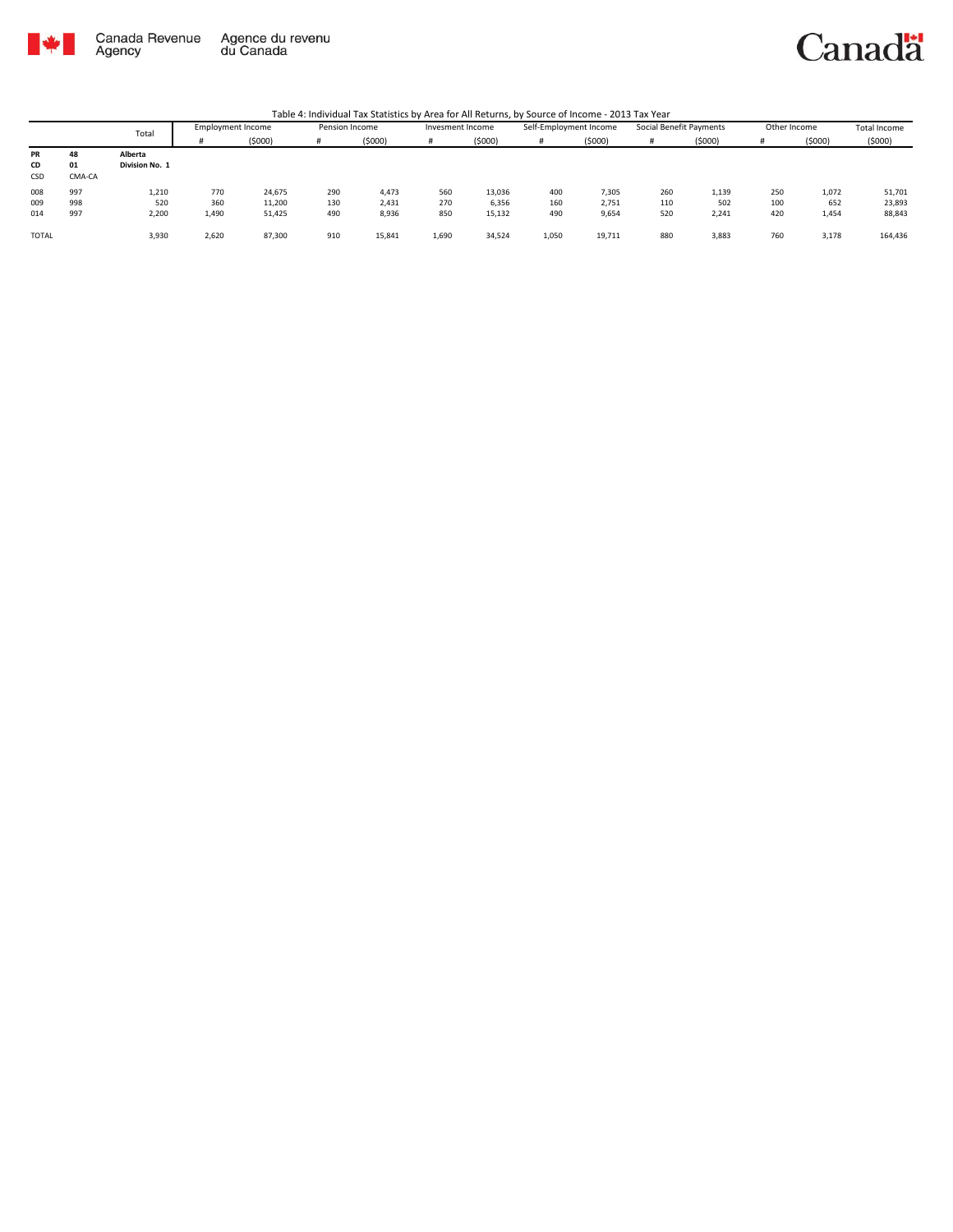Canada Revenue Agency / Agence du revenu du Canada

Table 4: Individual Tax Statistics by Area for All Returns, by Source of Income - 2013 Tax Year

| | | Total | Employment Income | | Pension Income | | Invesment Income | | Self-Employment Income | | Social Benefit Payments | | Other Income | | Total Income |
|---|---|---|---|---|---|---|---|---|---|---|---|---|---|---|---|
| | | | # | ($000) | # | ($000) | # | ($000) | # | ($000) | # | ($000) | # | ($000) | ($000) |
| **PR** | **48** | **Alberta** | | | | | | | | | | | | | |
| **CD** | **01** | **Division No. 1** | | | | | | | | | | | | | |
| CSD | CMA-CA | | | | | | | | | | | | | | |
| 008 | 997 | 1,210 | 770 | 24,675 | 290 | 4,473 | 560 | 13,036 | 400 | 7,305 | 260 | 1,139 | 250 | 1,072 | 51,701 |
| 009 | 998 | 520 | 360 | 11,200 | 130 | 2,431 | 270 | 6,356 | 160 | 2,751 | 110 | 502 | 100 | 652 | 23,893 |
| 014 | 997 | 2,200 | 1,490 | 51,425 | 490 | 8,936 | 850 | 15,132 | 490 | 9,654 | 520 | 2,241 | 420 | 1,454 | 88,843 |
| TOTAL | | 3,930 | 2,620 | 87,300 | 910 | 15,841 | 1,690 | 34,524 | 1,050 | 19,711 | 880 | 3,883 | 760 | 3,178 | 164,436 |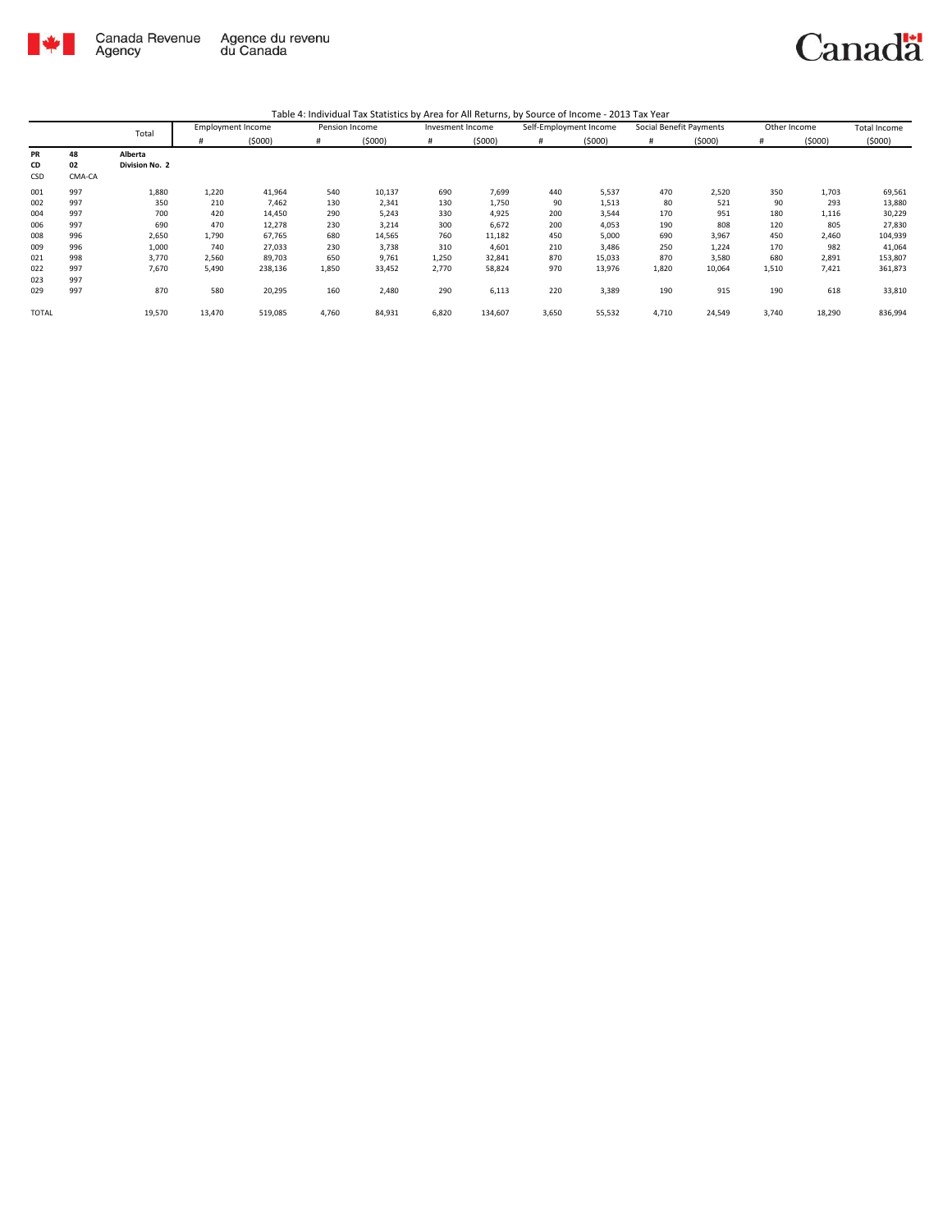Table 4: Individual Tax Statistics by Area for All Returns, by Source of Income - 2013 Tax Year

| | | Total | Employment Income | | Pension Income | | Invesment Income | | Self-Employment Income | | Social Benefit Payments | | Other Income | | Total Income |
|---|---|---|---|---|---|---|---|---|---|---|---|---|---|---|---|
| | | | # | ($000) | # | ($000) | # | ($000) | # | ($000) | # | ($000) | # | ($000) | ($000) |
| **PR** | **48** | **Alberta** | | | | | | | | | | | | | |
| **CD** | **02** | **Division No. 2** | | | | | | | | | | | | | |
| CSD | CMA-CA | | | | | | | | | | | | | | |
| 001 | 997 | 1,880 | 1,220 | 41,964 | 540 | 10,137 | 690 | 7,699 | 440 | 5,537 | 470 | 2,520 | 350 | 1,703 | 69,561 |
| 002 | 997 | 350 | 210 | 7,462 | 130 | 2,341 | 130 | 1,750 | 90 | 1,513 | 80 | 521 | 90 | 293 | 13,880 |
| 004 | 997 | 700 | 420 | 14,450 | 290 | 5,243 | 330 | 4,925 | 200 | 3,544 | 170 | 951 | 180 | 1,116 | 30,229 |
| 006 | 997 | 690 | 470 | 12,278 | 230 | 3,214 | 300 | 6,672 | 200 | 4,053 | 190 | 808 | 120 | 805 | 27,830 |
| 008 | 996 | 2,650 | 1,790 | 67,765 | 680 | 14,565 | 760 | 11,182 | 450 | 5,000 | 690 | 3,967 | 450 | 2,460 | 104,939 |
| 009 | 996 | 1,000 | 740 | 27,033 | 230 | 3,738 | 310 | 4,601 | 210 | 3,486 | 250 | 1,224 | 170 | 982 | 41,064 |
| 021 | 998 | 3,770 | 2,560 | 89,703 | 650 | 9,761 | 1,250 | 32,841 | 870 | 15,033 | 870 | 3,580 | 680 | 2,891 | 153,807 |
| 022 | 997 | 7,670 | 5,490 | 238,136 | 1,850 | 33,452 | 2,770 | 58,824 | 970 | 13,976 | 1,820 | 10,064 | 1,510 | 7,421 | 361,873 |
| 023 | 997 | | | | | | | | | | | | | | |
| 029 | 997 | 870 | 580 | 20,295 | 160 | 2,480 | 290 | 6,113 | 220 | 3,389 | 190 | 915 | 190 | 618 | 33,810 |
| TOTAL | | 19,570 | 13,470 | 519,085 | 4,760 | 84,931 | 6,820 | 134,607 | 3,650 | 55,532 | 4,710 | 24,549 | 3,740 | 18,290 | 836,994 |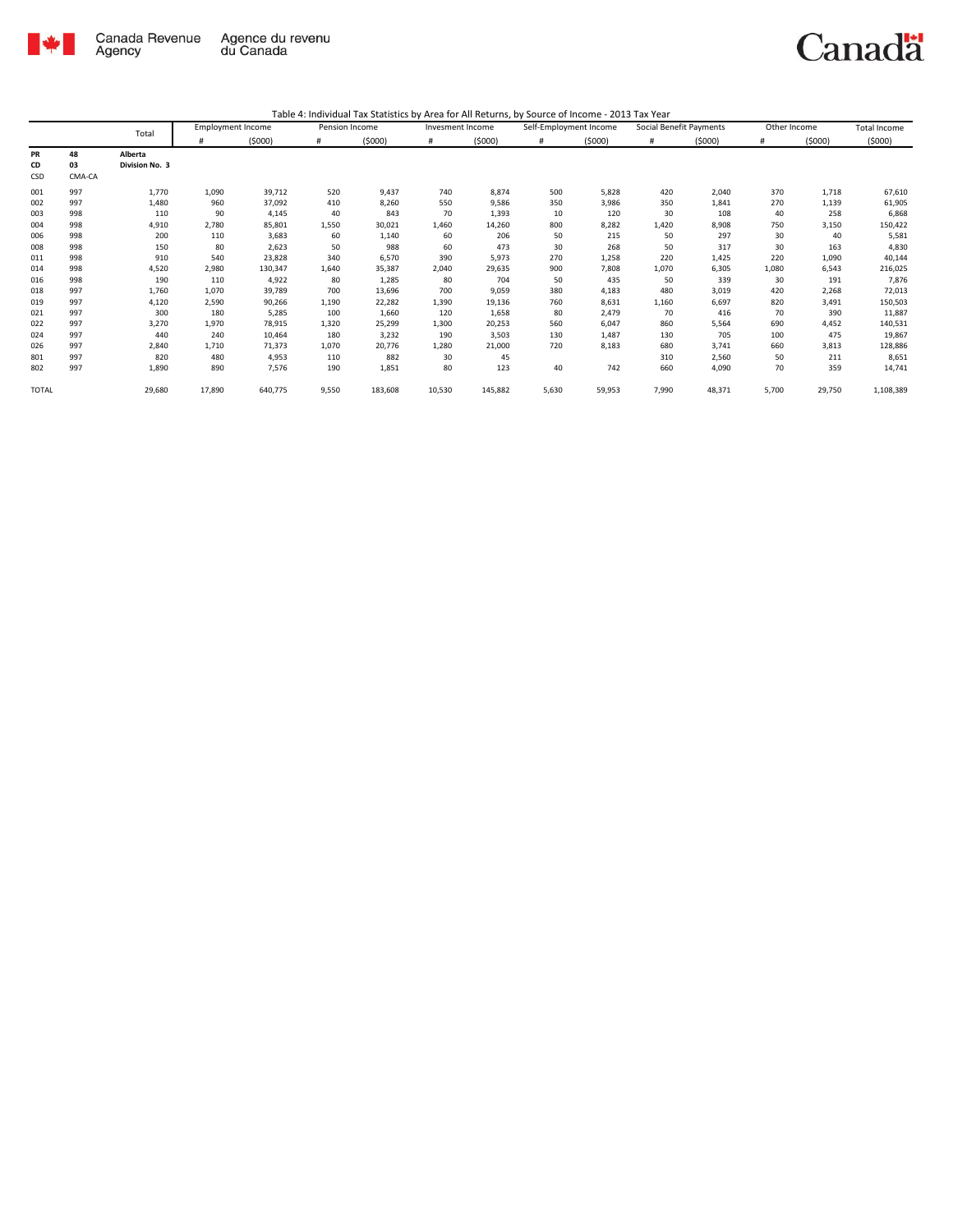Canada Revenue Agency / Agence du revenu du Canada

Table 4: Individual Tax Statistics by Area for All Returns, by Source of Income - 2013 Tax Year

| | | Total | Employment Income | | Pension Income | | Invesment Income | | Self-Employment Income | | Social Benefit Payments | | Other Income | | Total Income |
|---|---|---|---|---|---|---|---|---|---|---|---|---|---|---|---|
| | | | # | ($000) | # | ($000) | # | ($000) | # | ($000) | # | ($000) | # | ($000) | ($000) |
| **PR** | **48** | **Alberta** | | | | | | | | | | | | | |
| **CD** | **03** | **Division No. 3** | | | | | | | | | | | | | |
| CSD | CMA-CA | | | | | | | | | | | | | | |
| 001 | 997 | 1,770 | 1,090 | 39,712 | 520 | 9,437 | 740 | 8,874 | 500 | 5,828 | 420 | 2,040 | 370 | 1,718 | 67,610 |
| 002 | 997 | 1,480 | 960 | 37,092 | 410 | 8,260 | 550 | 9,586 | 350 | 3,986 | 350 | 1,841 | 270 | 1,139 | 61,905 |
| 003 | 998 | 110 | 90 | 4,145 | 40 | 843 | 70 | 1,393 | 10 | 120 | 30 | 108 | 40 | 258 | 6,868 |
| 004 | 998 | 4,910 | 2,780 | 85,801 | 1,550 | 30,021 | 1,460 | 14,260 | 800 | 8,282 | 1,420 | 8,908 | 750 | 3,150 | 150,422 |
| 006 | 998 | 200 | 110 | 3,683 | 60 | 1,140 | 60 | 206 | 50 | 215 | 50 | 297 | 30 | 40 | 5,581 |
| 008 | 998 | 150 | 80 | 2,623 | 50 | 988 | 60 | 473 | 30 | 268 | 50 | 317 | 30 | 163 | 4,830 |
| 011 | 998 | 910 | 540 | 23,828 | 340 | 6,570 | 390 | 5,973 | 270 | 1,258 | 220 | 1,425 | 220 | 1,090 | 40,144 |
| 014 | 998 | 4,520 | 2,980 | 130,347 | 1,640 | 35,387 | 2,040 | 29,635 | 900 | 7,808 | 1,070 | 6,305 | 1,080 | 6,543 | 216,025 |
| 016 | 998 | 190 | 110 | 4,922 | 80 | 1,285 | 80 | 704 | 50 | 435 | 50 | 339 | 30 | 191 | 7,876 |
| 018 | 997 | 1,760 | 1,070 | 39,789 | 700 | 13,696 | 700 | 9,059 | 380 | 4,183 | 480 | 3,019 | 420 | 2,268 | 72,013 |
| 019 | 997 | 4,120 | 2,590 | 90,266 | 1,190 | 22,282 | 1,390 | 19,136 | 760 | 8,631 | 1,160 | 6,697 | 820 | 3,491 | 150,503 |
| 021 | 997 | 300 | 180 | 5,285 | 100 | 1,660 | 120 | 1,658 | 80 | 2,479 | 70 | 416 | 70 | 390 | 11,887 |
| 022 | 997 | 3,270 | 1,970 | 78,915 | 1,320 | 25,299 | 1,300 | 20,253 | 560 | 6,047 | 860 | 5,564 | 690 | 4,452 | 140,531 |
| 024 | 997 | 440 | 240 | 10,464 | 180 | 3,232 | 190 | 3,503 | 130 | 1,487 | 130 | 705 | 100 | 475 | 19,867 |
| 026 | 997 | 2,840 | 1,710 | 71,373 | 1,070 | 20,776 | 1,280 | 21,000 | 720 | 8,183 | 680 | 3,741 | 660 | 3,813 | 128,886 |
| 801 | 997 | 820 | 480 | 4,953 | 110 | 882 | 30 | 45 | | | 310 | 2,560 | 50 | 211 | 8,651 |
| 802 | 997 | 1,890 | 890 | 7,576 | 190 | 1,851 | 80 | 123 | 40 | 742 | 660 | 4,090 | 70 | 359 | 14,741 |
| TOTAL | | 29,680 | 17,890 | 640,775 | 9,550 | 183,608 | 10,530 | 145,882 | 5,630 | 59,953 | 7,990 | 48,371 | 5,700 | 29,750 | 1,108,389 |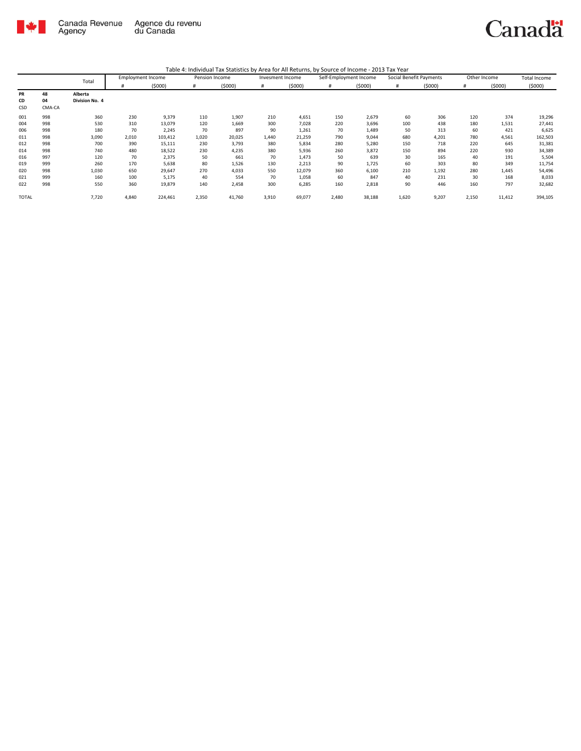Table 4: Individual Tax Statistics by Area for All Returns, by Source of Income - 2013 Tax Year

| | | Total | Employment Income | | Pension Income | | Invesment Income | | Self-Employment Income | | Social Benefit Payments | | Other Income | | Total Income |
|---|---|---|---|---|---|---|---|---|---|---|---|---|---|---|---|
| | | | # | ($000) | # | ($000) | # | ($000) | # | ($000) | # | ($000) | # | ($000) | ($000) |
| **PR** | **48** | **Alberta** | | | | | | | | | | | | | |
| **CD** | **04** | **Division No. 4** | | | | | | | | | | | | | |
| CSD | CMA-CA | | | | | | | | | | | | | | |
| 001 | 998 | 360 | 230 | 9,379 | 110 | 1,907 | 210 | 4,651 | 150 | 2,679 | 60 | 306 | 120 | 374 | 19,296 |
| 004 | 998 | 530 | 310 | 13,079 | 120 | 1,669 | 300 | 7,028 | 220 | 3,696 | 100 | 438 | 180 | 1,531 | 27,441 |
| 006 | 998 | 180 | 70 | 2,245 | 70 | 897 | 90 | 1,261 | 70 | 1,489 | 50 | 313 | 60 | 421 | 6,625 |
| 011 | 998 | 3,090 | 2,010 | 103,412 | 1,020 | 20,025 | 1,440 | 21,259 | 790 | 9,044 | 680 | 4,201 | 780 | 4,561 | 162,503 |
| 012 | 998 | 700 | 390 | 15,111 | 230 | 3,793 | 380 | 5,834 | 280 | 5,280 | 150 | 718 | 220 | 645 | 31,381 |
| 014 | 998 | 740 | 480 | 18,522 | 230 | 4,235 | 380 | 5,936 | 260 | 3,872 | 150 | 894 | 220 | 930 | 34,389 |
| 016 | 997 | 120 | 70 | 2,375 | 50 | 661 | 70 | 1,473 | 50 | 639 | 30 | 165 | 40 | 191 | 5,504 |
| 019 | 999 | 260 | 170 | 5,638 | 80 | 1,526 | 130 | 2,213 | 90 | 1,725 | 60 | 303 | 80 | 349 | 11,754 |
| 020 | 998 | 1,030 | 650 | 29,647 | 270 | 4,033 | 550 | 12,079 | 360 | 6,100 | 210 | 1,192 | 280 | 1,445 | 54,496 |
| 021 | 999 | 160 | 100 | 5,175 | 40 | 554 | 70 | 1,058 | 60 | 847 | 40 | 231 | 30 | 168 | 8,033 |
| 022 | 998 | 550 | 360 | 19,879 | 140 | 2,458 | 300 | 6,285 | 160 | 2,818 | 90 | 446 | 160 | 797 | 32,682 |
| TOTAL | | 7,720 | 4,840 | 224,461 | 2,350 | 41,760 | 3,910 | 69,077 | 2,480 | 38,188 | 1,620 | 9,207 | 2,150 | 11,412 | 394,105 |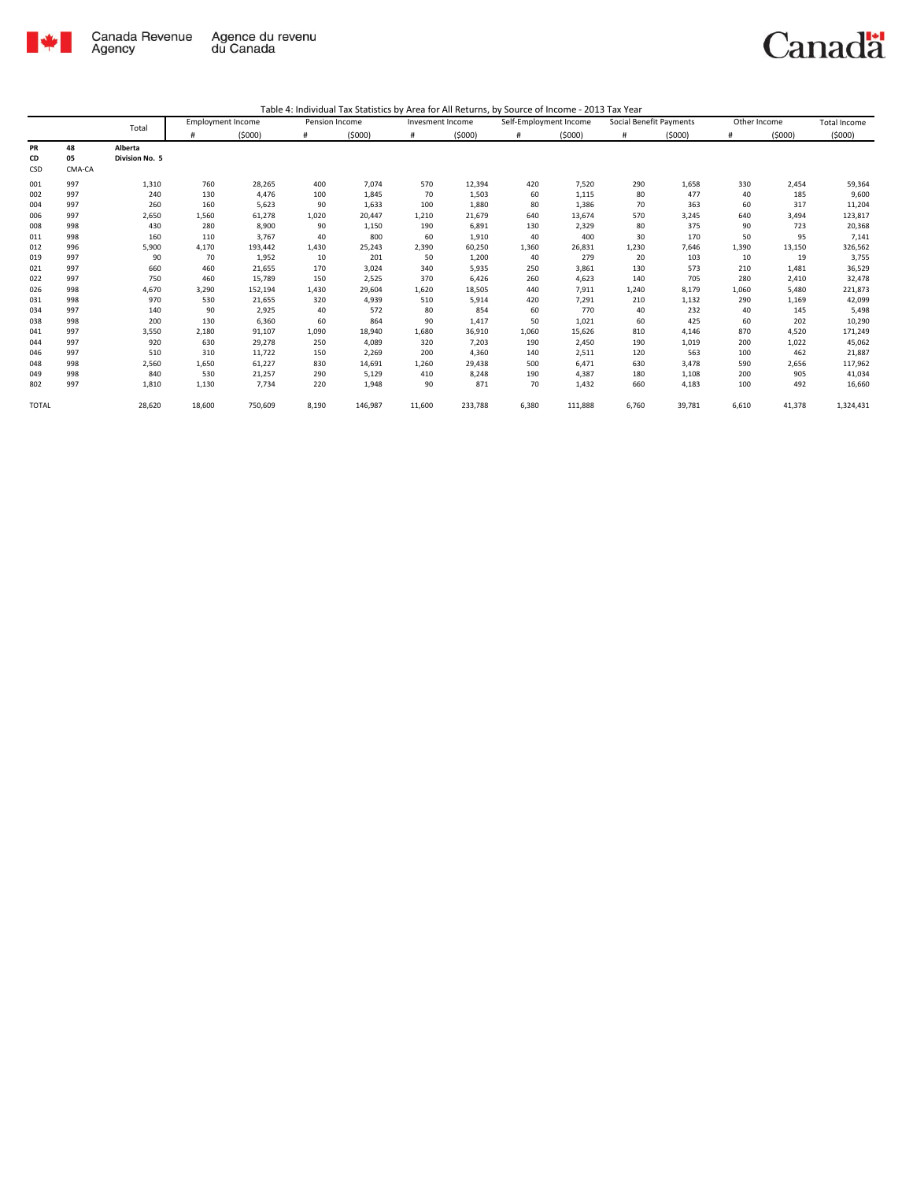Canada Revenue Agency | Agence du revenu du Canada

Table 4: Individual Tax Statistics by Area for All Returns, by Source of Income - 2013 Tax Year

| | | Total | Employment Income | | Pension Income | | Invesment Income | | Self-Employment Income | | Social Benefit Payments | | Other Income | | Total Income |
|---|---|---|---|---|---|---|---|---|---|---|---|---|---|---|---|
| | | | # | ($000) | # | ($000) | # | ($000) | # | ($000) | # | ($000) | # | ($000) | ($000) |
| PR | 48 | Alberta | | | | | | | | | | | | | |
| CD | 05 | Division No. 5 | | | | | | | | | | | | | |
| CSD | CMA-CA | | | | | | | | | | | | | | |
| 001 | 997 | 1,310 | 760 | 28,265 | 400 | 7,074 | 570 | 12,394 | 420 | 7,520 | 290 | 1,658 | 330 | 2,454 | 59,364 |
| 002 | 997 | 240 | 130 | 4,476 | 100 | 1,845 | 70 | 1,503 | 60 | 1,115 | 80 | 477 | 40 | 185 | 9,600 |
| 004 | 997 | 260 | 160 | 5,623 | 90 | 1,633 | 100 | 1,880 | 80 | 1,386 | 70 | 363 | 60 | 317 | 11,204 |
| 006 | 997 | 2,650 | 1,560 | 61,278 | 1,020 | 20,447 | 1,210 | 21,679 | 640 | 13,674 | 570 | 3,245 | 640 | 3,494 | 123,817 |
| 008 | 998 | 430 | 280 | 8,900 | 90 | 1,150 | 190 | 6,891 | 130 | 2,329 | 80 | 375 | 90 | 723 | 20,368 |
| 011 | 998 | 160 | 110 | 3,767 | 40 | 800 | 60 | 1,910 | 40 | 400 | 30 | 170 | 50 | 95 | 7,141 |
| 012 | 996 | 5,900 | 4,170 | 193,442 | 1,430 | 25,243 | 2,390 | 60,250 | 1,360 | 26,831 | 1,230 | 7,646 | 1,390 | 13,150 | 326,562 |
| 019 | 997 | 90 | 70 | 1,952 | 10 | 201 | 50 | 1,200 | 40 | 279 | 20 | 103 | 10 | 19 | 3,755 |
| 021 | 997 | 660 | 460 | 21,655 | 170 | 3,024 | 340 | 5,935 | 250 | 3,861 | 130 | 573 | 210 | 1,481 | 36,529 |
| 022 | 997 | 750 | 460 | 15,789 | 150 | 2,525 | 370 | 6,426 | 260 | 4,623 | 140 | 705 | 280 | 2,410 | 32,478 |
| 026 | 998 | 4,670 | 3,290 | 152,194 | 1,430 | 29,604 | 1,620 | 18,505 | 440 | 7,911 | 1,240 | 8,179 | 1,060 | 5,480 | 221,873 |
| 031 | 998 | 970 | 530 | 21,655 | 320 | 4,939 | 510 | 5,914 | 420 | 7,291 | 210 | 1,132 | 290 | 1,169 | 42,099 |
| 034 | 997 | 140 | 90 | 2,925 | 40 | 572 | 80 | 854 | 60 | 770 | 40 | 232 | 40 | 145 | 5,498 |
| 038 | 998 | 200 | 130 | 6,360 | 60 | 864 | 90 | 1,417 | 50 | 1,021 | 60 | 425 | 60 | 202 | 10,290 |
| 041 | 997 | 3,550 | 2,180 | 91,107 | 1,090 | 18,940 | 1,680 | 36,910 | 1,060 | 15,626 | 810 | 4,146 | 870 | 4,520 | 171,249 |
| 044 | 997 | 920 | 630 | 29,278 | 250 | 4,089 | 320 | 7,203 | 190 | 2,450 | 190 | 1,019 | 200 | 1,022 | 45,062 |
| 046 | 997 | 510 | 310 | 11,722 | 150 | 2,269 | 200 | 4,360 | 140 | 2,511 | 120 | 563 | 100 | 462 | 21,887 |
| 048 | 998 | 2,560 | 1,650 | 61,227 | 830 | 14,691 | 1,260 | 29,438 | 500 | 6,471 | 630 | 3,478 | 590 | 2,656 | 117,962 |
| 049 | 998 | 840 | 530 | 21,257 | 290 | 5,129 | 410 | 8,248 | 190 | 4,387 | 180 | 1,108 | 200 | 905 | 41,034 |
| 802 | 997 | 1,810 | 1,130 | 7,734 | 220 | 1,948 | 90 | 871 | 70 | 1,432 | 660 | 4,183 | 100 | 492 | 16,660 |
| TOTAL | | 28,620 | 18,600 | 750,609 | 8,190 | 146,987 | 11,600 | 233,788 | 6,380 | 111,888 | 6,760 | 39,781 | 6,610 | 41,378 | 1,324,431 |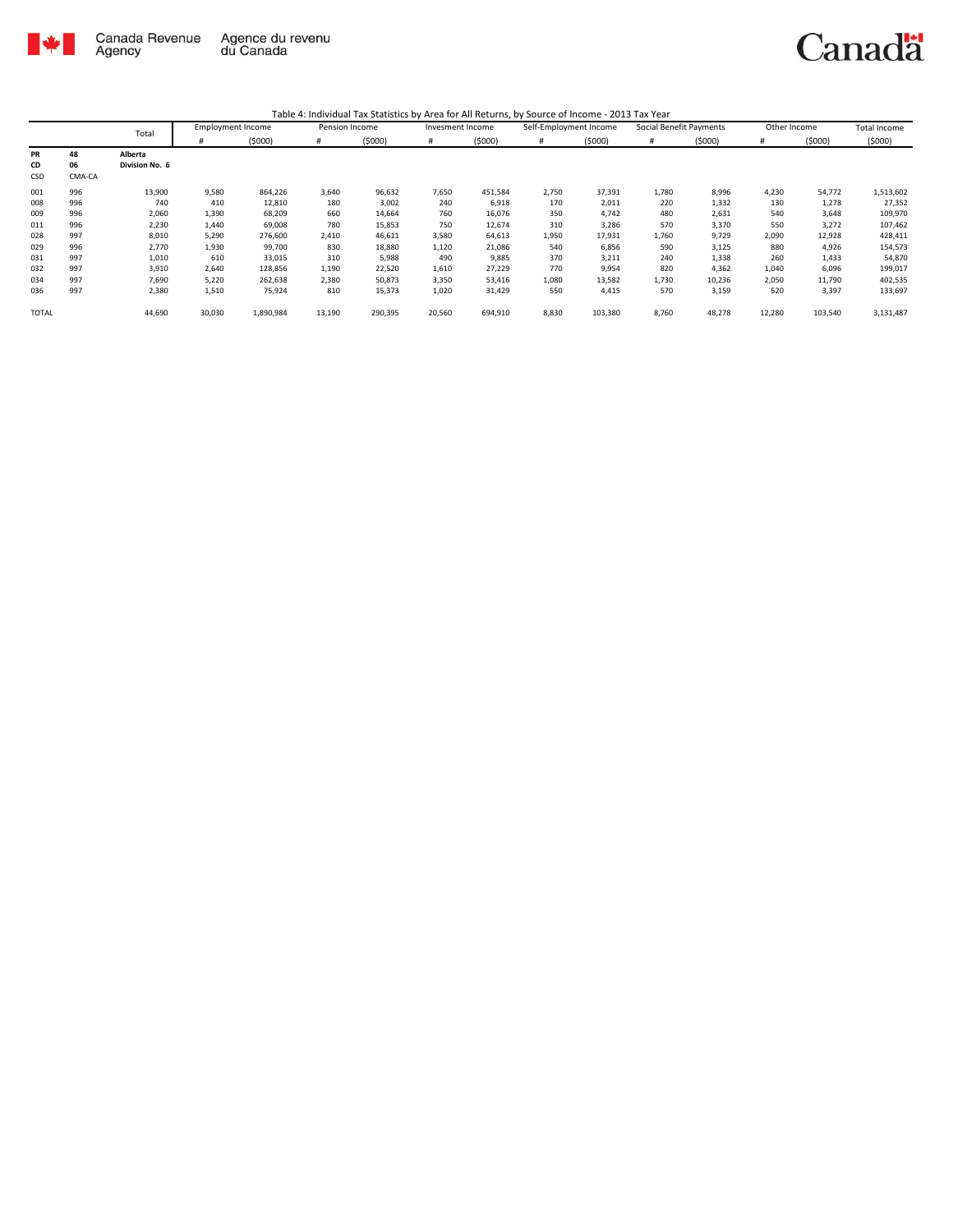Canada Revenue Agency / Agence du revenu du Canada

Table 4: Individual Tax Statistics by Area for All Returns, by Source of Income - 2013 Tax Year

| | | Total | Employment Income | | Pension Income | | Invesment Income | | Self-Employment Income | | Social Benefit Payments | | Other Income | | Total Income |
|---|---|---|---|---|---|---|---|---|---|---|---|---|---|---|---|
| | | | # | ($000) | # | ($000) | # | ($000) | # | ($000) | # | ($000) | # | ($000) | ($000) |
| **PR** | **48** | **Alberta** | | | | | | | | | | | | | |
| **CD** | **06** | **Division No. 6** | | | | | | | | | | | | | |
| CSD | CMA-CA | | | | | | | | | | | | | | |
| 001 | 996 | 13,900 | 9,580 | 864,226 | 3,640 | 96,632 | 7,650 | 451,584 | 2,750 | 37,391 | 1,780 | 8,996 | 4,230 | 54,772 | 1,513,602 |
| 008 | 996 | 740 | 410 | 12,810 | 180 | 3,002 | 240 | 6,918 | 170 | 2,011 | 220 | 1,332 | 130 | 1,278 | 27,352 |
| 009 | 996 | 2,060 | 1,390 | 68,209 | 660 | 14,664 | 760 | 16,076 | 350 | 4,742 | 480 | 2,631 | 540 | 3,648 | 109,970 |
| 011 | 996 | 2,230 | 1,440 | 69,008 | 780 | 15,853 | 750 | 12,674 | 310 | 3,286 | 570 | 3,370 | 550 | 3,272 | 107,462 |
| 028 | 997 | 8,010 | 5,290 | 276,600 | 2,410 | 46,611 | 3,580 | 64,613 | 1,950 | 17,931 | 1,760 | 9,729 | 2,090 | 12,928 | 428,411 |
| 029 | 996 | 2,770 | 1,930 | 99,700 | 830 | 18,880 | 1,120 | 21,086 | 540 | 6,856 | 590 | 3,125 | 880 | 4,926 | 154,573 |
| 031 | 997 | 1,010 | 610 | 33,015 | 310 | 5,988 | 490 | 9,885 | 370 | 3,211 | 240 | 1,338 | 260 | 1,433 | 54,870 |
| 032 | 997 | 3,910 | 2,640 | 128,856 | 1,190 | 22,520 | 1,610 | 27,229 | 770 | 9,954 | 820 | 4,362 | 1,040 | 6,096 | 199,017 |
| 034 | 997 | 7,690 | 5,220 | 262,638 | 2,380 | 50,873 | 3,350 | 53,416 | 1,080 | 13,582 | 1,730 | 10,236 | 2,050 | 11,790 | 402,535 |
| 036 | 997 | 2,380 | 1,510 | 75,924 | 810 | 15,373 | 1,020 | 31,429 | 550 | 4,415 | 570 | 3,159 | 520 | 3,397 | 133,697 |
| TOTAL | | 44,690 | 30,030 | 1,890,984 | 13,190 | 290,395 | 20,560 | 694,910 | 8,830 | 103,380 | 8,760 | 48,278 | 12,280 | 103,540 | 3,131,487 |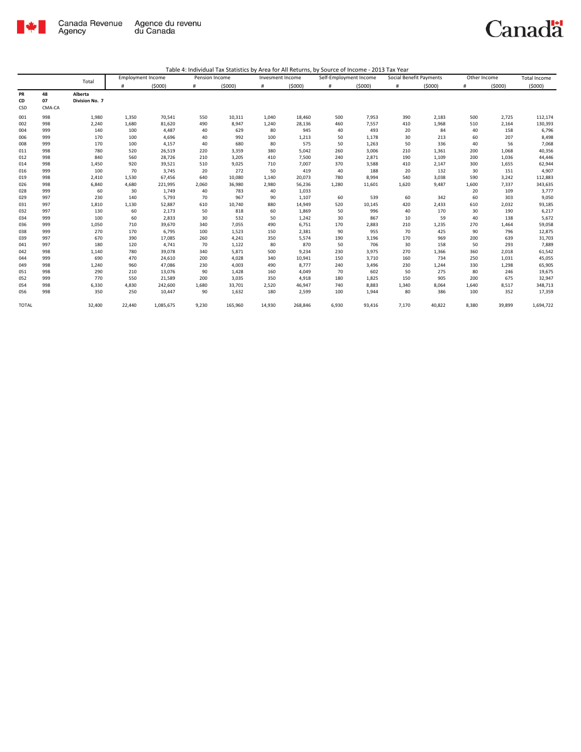Table 4: Individual Tax Statistics by Area for All Returns, by Source of Income - 2013 Tax Year

| | | Total | Employment Income | | Pension Income | | Invesment Income | | Self-Employment Income | | Social Benefit Payments | | Other Income | | Total Income |
|---|---|---|---|---|---|---|---|---|---|---|---|---|---|---|---|
| | | | # | ($000) | # | ($000) | # | ($000) | # | ($000) | # | ($000) | # | ($000) | ($000) |
| PR | 48 | Alberta | | | | | | | | | | | | | |
| CD | 07 | Division No. 7 | | | | | | | | | | | | | |
| CSD | CMA-CA | | | | | | | | | | | | | | |
| 001 | 998 | 1,980 | 1,350 | 70,541 | 550 | 10,311 | 1,040 | 18,460 | 500 | 7,953 | 390 | 2,183 | 500 | 2,725 | 112,174 |
| 002 | 998 | 2,240 | 1,680 | 81,620 | 490 | 8,947 | 1,240 | 28,136 | 460 | 7,557 | 410 | 1,968 | 510 | 2,164 | 130,393 |
| 004 | 999 | 140 | 100 | 4,487 | 40 | 629 | 80 | 945 | 40 | 493 | 20 | 84 | 40 | 158 | 6,796 |
| 006 | 999 | 170 | 100 | 4,696 | 40 | 992 | 100 | 1,213 | 50 | 1,178 | 30 | 213 | 60 | 207 | 8,498 |
| 008 | 999 | 170 | 100 | 4,157 | 40 | 680 | 80 | 575 | 50 | 1,263 | 50 | 336 | 40 | 56 | 7,068 |
| 011 | 998 | 780 | 520 | 26,519 | 220 | 3,359 | 380 | 5,042 | 260 | 3,006 | 210 | 1,361 | 200 | 1,068 | 40,356 |
| 012 | 998 | 840 | 560 | 28,726 | 210 | 3,205 | 410 | 7,500 | 240 | 2,871 | 190 | 1,109 | 200 | 1,036 | 44,446 |
| 014 | 998 | 1,450 | 920 | 39,521 | 510 | 9,025 | 710 | 7,007 | 370 | 3,588 | 410 | 2,147 | 300 | 1,655 | 62,944 |
| 016 | 999 | 100 | 70 | 3,745 | 20 | 272 | 50 | 419 | 40 | 188 | 20 | 132 | 30 | 151 | 4,907 |
| 019 | 998 | 2,410 | 1,530 | 67,456 | 640 | 10,080 | 1,140 | 20,073 | 780 | 8,994 | 540 | 3,038 | 590 | 3,242 | 112,883 |
| 026 | 998 | 6,840 | 4,680 | 221,995 | 2,060 | 36,980 | 2,980 | 56,236 | 1,280 | 11,601 | 1,620 | 9,487 | 1,600 | 7,337 | 343,635 |
| 028 | 999 | 60 | 30 | 1,749 | 40 | 783 | 40 | 1,033 | | | | | 20 | 109 | 3,777 |
| 029 | 997 | 230 | 140 | 5,793 | 70 | 967 | 90 | 1,107 | 60 | 539 | 60 | 342 | 60 | 303 | 9,050 |
| 031 | 997 | 1,810 | 1,130 | 52,887 | 610 | 10,740 | 880 | 14,949 | 520 | 10,145 | 420 | 2,433 | 610 | 2,032 | 93,185 |
| 032 | 997 | 130 | 60 | 2,173 | 50 | 818 | 60 | 1,869 | 50 | 996 | 40 | 170 | 30 | 190 | 6,217 |
| 034 | 999 | 100 | 60 | 2,833 | 30 | 532 | 50 | 1,242 | 30 | 867 | 10 | 59 | 40 | 138 | 5,672 |
| 036 | 999 | 1,050 | 710 | 39,670 | 340 | 7,055 | 490 | 6,751 | 170 | 2,883 | 210 | 1,235 | 270 | 1,464 | 59,058 |
| 038 | 999 | 270 | 170 | 6,795 | 100 | 1,523 | 150 | 2,381 | 90 | 955 | 70 | 425 | 90 | 796 | 12,875 |
| 039 | 997 | 670 | 390 | 17,085 | 260 | 4,241 | 350 | 5,574 | 190 | 3,196 | 170 | 969 | 200 | 639 | 31,703 |
| 041 | 997 | 180 | 120 | 4,741 | 70 | 1,122 | 80 | 870 | 50 | 706 | 30 | 158 | 50 | 293 | 7,889 |
| 042 | 998 | 1,140 | 780 | 39,078 | 340 | 5,871 | 500 | 9,234 | 230 | 3,975 | 270 | 1,366 | 360 | 2,018 | 61,542 |
| 044 | 999 | 690 | 470 | 24,610 | 200 | 4,028 | 340 | 10,941 | 150 | 3,710 | 160 | 734 | 250 | 1,031 | 45,055 |
| 049 | 998 | 1,240 | 960 | 47,086 | 230 | 4,003 | 490 | 8,777 | 240 | 3,496 | 230 | 1,244 | 330 | 1,298 | 65,905 |
| 051 | 998 | 290 | 210 | 13,076 | 90 | 1,428 | 160 | 4,049 | 70 | 602 | 50 | 275 | 80 | 246 | 19,675 |
| 052 | 999 | 770 | 550 | 21,589 | 200 | 3,035 | 350 | 4,918 | 180 | 1,825 | 150 | 905 | 200 | 675 | 32,947 |
| 054 | 998 | 6,330 | 4,830 | 242,600 | 1,680 | 33,701 | 2,520 | 46,947 | 740 | 8,883 | 1,340 | 8,064 | 1,640 | 8,517 | 348,713 |
| 056 | 998 | 350 | 250 | 10,447 | 90 | 1,632 | 180 | 2,599 | 100 | 1,944 | 80 | 386 | 100 | 352 | 17,359 |
| TOTAL | | 32,400 | 22,440 | 1,085,675 | 9,230 | 165,960 | 14,930 | 268,846 | 6,930 | 93,416 | 7,170 | 40,822 | 8,380 | 39,899 | 1,694,722 |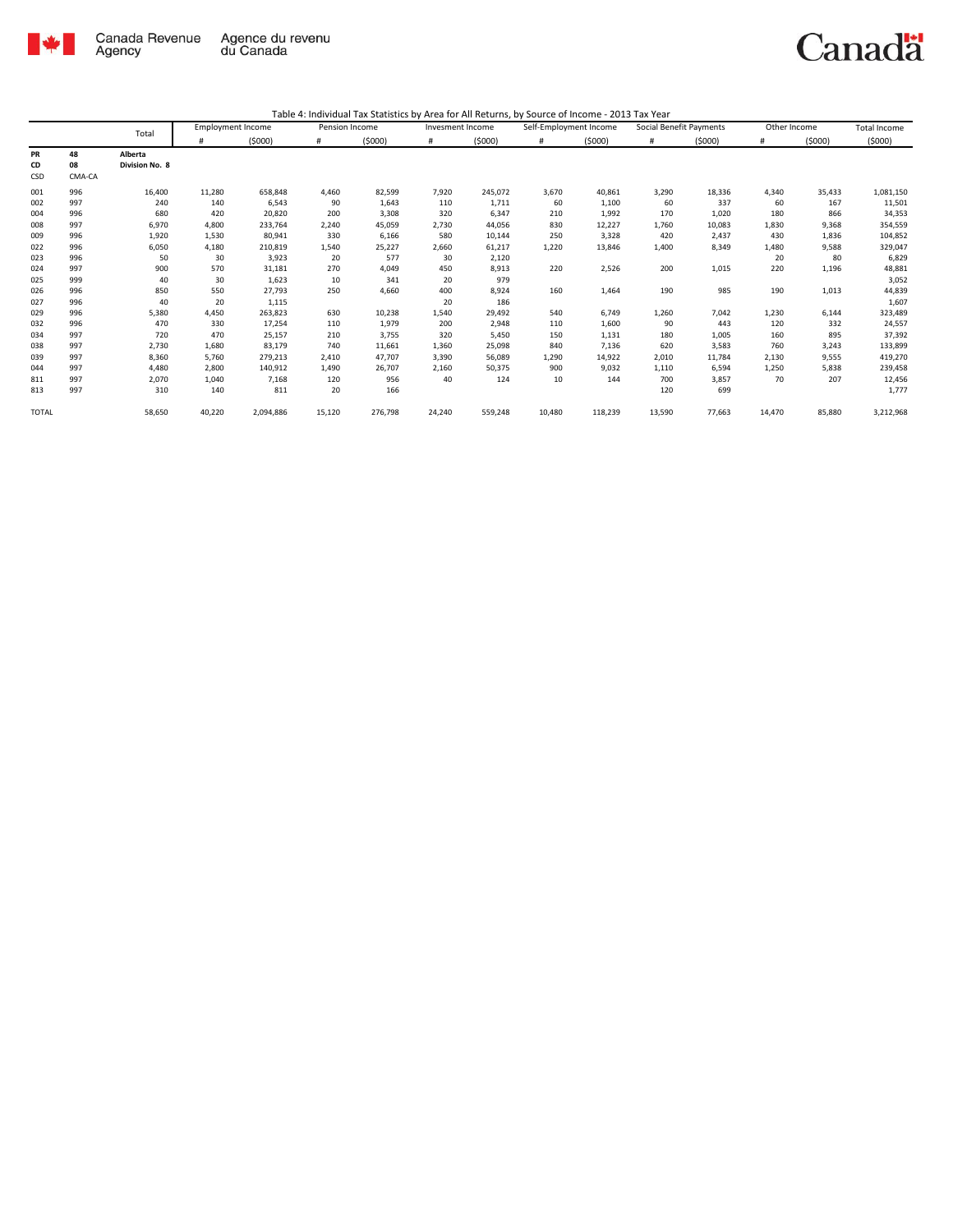Table 4: Individual Tax Statistics by Area for All Returns, by Source of Income - 2013 Tax Year

| | | Total | Employment Income | | Pension Income | | Invesment Income | | Self-Employment Income | | Social Benefit Payments | | Other Income | | Total Income |
|---|---|---|---|---|---|---|---|---|---|---|---|---|---|---|---|
| | | | # | ($000) | # | ($000) | # | ($000) | # | ($000) | # | ($000) | # | ($000) | ($000) |
| **PR** | **48** | **Alberta** | | | | | | | | | | | | | |
| **CD** | **08** | **Division No. 8** | | | | | | | | | | | | | |
| CSD | CMA-CA | | | | | | | | | | | | | | |
| 001 | 996 | 16,400 | 11,280 | 658,848 | 4,460 | 82,599 | 7,920 | 245,072 | 3,670 | 40,861 | 3,290 | 18,336 | 4,340 | 35,433 | 1,081,150 |
| 002 | 997 | 240 | 140 | 6,543 | 90 | 1,643 | 110 | 1,711 | 60 | 1,100 | 60 | 337 | 60 | 167 | 11,501 |
| 004 | 996 | 680 | 420 | 20,820 | 200 | 3,308 | 320 | 6,347 | 210 | 1,992 | 170 | 1,020 | 180 | 866 | 34,353 |
| 008 | 997 | 6,970 | 4,800 | 233,764 | 2,240 | 45,059 | 2,730 | 44,056 | 830 | 12,227 | 1,760 | 10,083 | 1,830 | 9,368 | 354,559 |
| 009 | 996 | 1,920 | 1,530 | 80,941 | 330 | 6,166 | 580 | 10,144 | 250 | 3,328 | 420 | 2,437 | 430 | 1,836 | 104,852 |
| 022 | 996 | 6,050 | 4,180 | 210,819 | 1,540 | 25,227 | 2,660 | 61,217 | 1,220 | 13,846 | 1,400 | 8,349 | 1,480 | 9,588 | 329,047 |
| 023 | 996 | 50 | 30 | 3,923 | 20 | 577 | 30 | 2,120 | | | | | 20 | 80 | 6,829 |
| 024 | 997 | 900 | 570 | 31,181 | 270 | 4,049 | 450 | 8,913 | 220 | 2,526 | 200 | 1,015 | 220 | 1,196 | 48,881 |
| 025 | 999 | 40 | 30 | 1,623 | 10 | 341 | 20 | 979 | | | | | | | 3,052 |
| 026 | 996 | 850 | 550 | 27,793 | 250 | 4,660 | 400 | 8,924 | 160 | 1,464 | 190 | 985 | 190 | 1,013 | 44,839 |
| 027 | 996 | 40 | 20 | 1,115 | | | 20 | 186 | | | | | | | 1,607 |
| 029 | 996 | 5,380 | 4,450 | 263,823 | 630 | 10,238 | 1,540 | 29,492 | 540 | 6,749 | 1,260 | 7,042 | 1,230 | 6,144 | 323,489 |
| 032 | 996 | 470 | 330 | 17,254 | 110 | 1,979 | 200 | 2,948 | 110 | 1,600 | 90 | 443 | 120 | 332 | 24,557 |
| 034 | 997 | 720 | 470 | 25,157 | 210 | 3,755 | 320 | 5,450 | 150 | 1,131 | 180 | 1,005 | 160 | 895 | 37,392 |
| 038 | 997 | 2,730 | 1,680 | 83,179 | 740 | 11,661 | 1,360 | 25,098 | 840 | 7,136 | 620 | 3,583 | 760 | 3,243 | 133,899 |
| 039 | 997 | 8,360 | 5,760 | 279,213 | 2,410 | 47,707 | 3,390 | 56,089 | 1,290 | 14,922 | 2,010 | 11,784 | 2,130 | 9,555 | 419,270 |
| 044 | 997 | 4,480 | 2,800 | 140,912 | 1,490 | 26,707 | 2,160 | 50,375 | 900 | 9,032 | 1,110 | 6,594 | 1,250 | 5,838 | 239,458 |
| 811 | 997 | 2,070 | 1,040 | 7,168 | 120 | 956 | 40 | 124 | 10 | 144 | 700 | 3,857 | 70 | 207 | 12,456 |
| 813 | 997 | 310 | 140 | 811 | 20 | 166 | | | | | 120 | 699 | | | 1,777 |
| TOTAL | | 58,650 | 40,220 | 2,094,886 | 15,120 | 276,798 | 24,240 | 559,248 | 10,480 | 118,239 | 13,590 | 77,663 | 14,470 | 85,880 | 3,212,968 |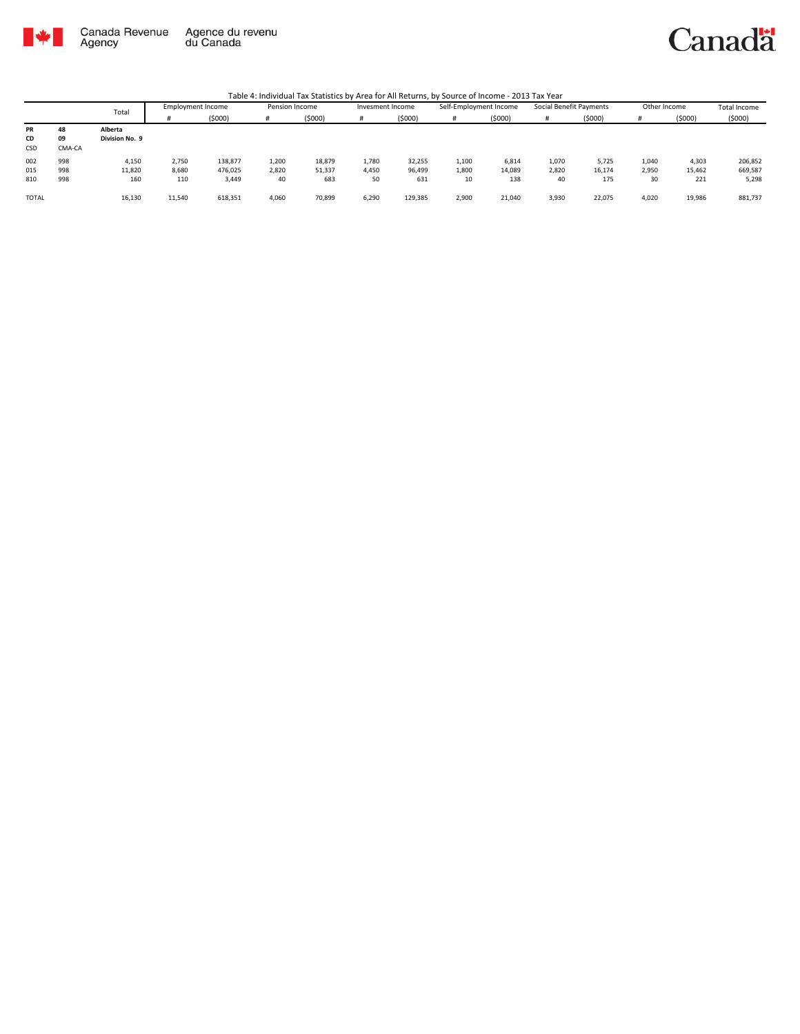Canada Revenue Agency | Agence du revenu du Canada

Table 4: Individual Tax Statistics by Area for All Returns, by Source of Income - 2013 Tax Year

| | | Total | Employment Income | | Pension Income | | Invesment Income | | Self-Employment Income | | Social Benefit Payments | | Other Income | | Total Income |
|---|---|---|---|---|---|---|---|---|---|---|---|---|---|---|---|
| | | | # | ($000) | # | ($000) | # | ($000) | # | ($000) | # | ($000) | # | ($000) | ($000) |
| **PR** | **48** | **Alberta** | | | | | | | | | | | | | |
| **CD** | **09** | **Division No. 9** | | | | | | | | | | | | | |
| CSD | CMA-CA | | | | | | | | | | | | | | |
| 002 | 998 | 4,150 | 2,750 | 138,877 | 1,200 | 18,879 | 1,780 | 32,255 | 1,100 | 6,814 | 1,070 | 5,725 | 1,040 | 4,303 | 206,852 |
| 015 | 998 | 11,820 | 8,680 | 476,025 | 2,820 | 51,337 | 4,450 | 96,499 | 1,800 | 14,089 | 2,820 | 16,174 | 2,950 | 15,462 | 669,587 |
| 810 | 998 | 160 | 110 | 3,449 | 40 | 683 | 50 | 631 | 10 | 138 | 40 | 175 | 30 | 221 | 5,298 |
| TOTAL | | 16,130 | 11,540 | 618,351 | 4,060 | 70,899 | 6,290 | 129,385 | 2,900 | 21,040 | 3,930 | 22,075 | 4,020 | 19,986 | 881,737 |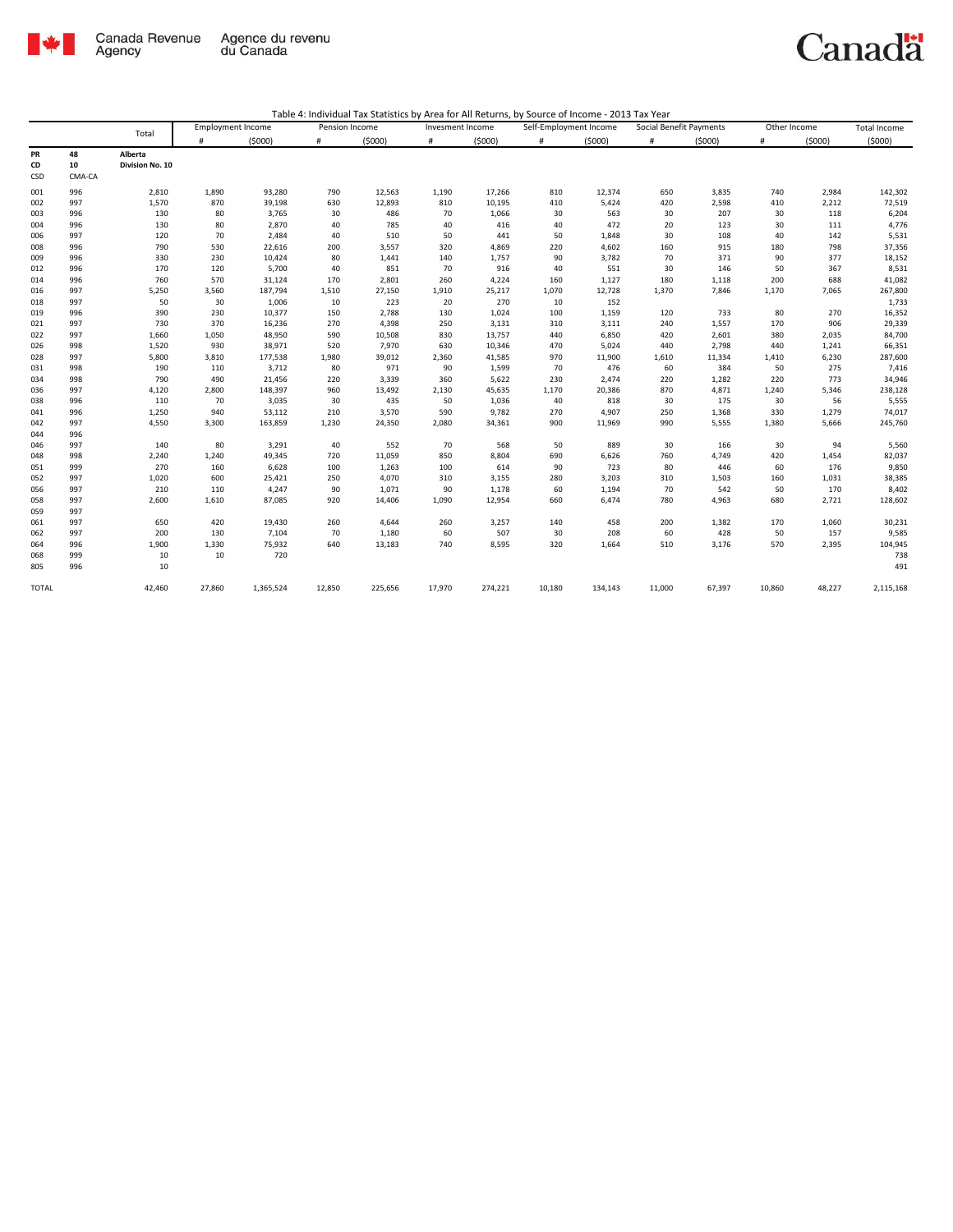Canada Revenue Agency | Agence du revenu du Canada

Table 4: Individual Tax Statistics by Area for All Returns, by Source of Income - 2013 Tax Year

| | | Total | Employment Income | | Pension Income | | Invesment Income | | Self-Employment Income | | Social Benefit Payments | | Other Income | | Total Income |
|---|---|---|---|---|---|---|---|---|---|---|---|---|---|---|---|
| | | | # | ($000) | # | ($000) | # | ($000) | # | ($000) | # | ($000) | # | ($000) | ($000) |
| PR | 48 | Alberta | | | | | | | | | | | | | |
| CD | 10 | Division No. 10 | | | | | | | | | | | | | |
| CSD | CMA-CA | | | | | | | | | | | | | | |
| 001 | 996 | 2,810 | 1,890 | 93,280 | 790 | 12,563 | 1,190 | 17,266 | 810 | 12,374 | 650 | 3,835 | 740 | 2,984 | 142,302 |
| 002 | 997 | 1,570 | 870 | 39,198 | 630 | 12,893 | 810 | 10,195 | 410 | 5,424 | 420 | 2,598 | 410 | 2,212 | 72,519 |
| 003 | 996 | 130 | 80 | 3,765 | 30 | 486 | 70 | 1,066 | 30 | 563 | 30 | 207 | 30 | 118 | 6,204 |
| 004 | 996 | 130 | 80 | 2,870 | 40 | 785 | 40 | 416 | 40 | 472 | 20 | 123 | 30 | 111 | 4,776 |
| 006 | 997 | 120 | 70 | 2,484 | 40 | 510 | 50 | 441 | 50 | 1,848 | 30 | 108 | 40 | 142 | 5,531 |
| 008 | 996 | 790 | 530 | 22,616 | 200 | 3,557 | 320 | 4,869 | 220 | 4,602 | 160 | 915 | 180 | 798 | 37,356 |
| 009 | 996 | 330 | 230 | 10,424 | 80 | 1,441 | 140 | 1,757 | 90 | 3,782 | 70 | 371 | 90 | 377 | 18,152 |
| 012 | 996 | 170 | 120 | 5,700 | 40 | 851 | 70 | 916 | 40 | 551 | 30 | 146 | 50 | 367 | 8,531 |
| 014 | 996 | 760 | 570 | 31,124 | 170 | 2,801 | 260 | 4,224 | 160 | 1,127 | 180 | 1,118 | 200 | 688 | 41,082 |
| 016 | 997 | 5,250 | 3,560 | 187,794 | 1,510 | 27,150 | 1,910 | 25,217 | 1,070 | 12,728 | 1,370 | 7,846 | 1,170 | 7,065 | 267,800 |
| 018 | 997 | 50 | 30 | 1,006 | 10 | 223 | 20 | 270 | 10 | 152 | | | | | 1,733 |
| 019 | 996 | 390 | 230 | 10,377 | 150 | 2,788 | 130 | 1,024 | 100 | 1,159 | 120 | 733 | 80 | 270 | 16,352 |
| 021 | 997 | 730 | 370 | 16,236 | 270 | 4,398 | 250 | 3,131 | 310 | 3,111 | 240 | 1,557 | 170 | 906 | 29,339 |
| 022 | 997 | 1,660 | 1,050 | 48,950 | 590 | 10,508 | 830 | 13,757 | 440 | 6,850 | 420 | 2,601 | 380 | 2,035 | 84,700 |
| 026 | 998 | 1,520 | 930 | 38,971 | 520 | 7,970 | 630 | 10,346 | 470 | 5,024 | 440 | 2,798 | 440 | 1,241 | 66,351 |
| 028 | 997 | 5,800 | 3,810 | 177,538 | 1,980 | 39,012 | 2,360 | 41,585 | 970 | 11,900 | 1,610 | 11,334 | 1,410 | 6,230 | 287,600 |
| 031 | 998 | 190 | 110 | 3,712 | 80 | 971 | 90 | 1,599 | 70 | 476 | 60 | 384 | 50 | 275 | 7,416 |
| 034 | 998 | 790 | 490 | 21,456 | 220 | 3,339 | 360 | 5,622 | 230 | 2,474 | 220 | 1,282 | 220 | 773 | 34,946 |
| 036 | 997 | 4,120 | 2,800 | 148,397 | 960 | 13,492 | 2,130 | 45,635 | 1,170 | 20,386 | 870 | 4,871 | 1,240 | 5,346 | 238,128 |
| 038 | 996 | 110 | 70 | 3,035 | 30 | 435 | 50 | 1,036 | 40 | 818 | 30 | 175 | 30 | 56 | 5,555 |
| 041 | 996 | 1,250 | 940 | 53,112 | 210 | 3,570 | 590 | 9,782 | 270 | 4,907 | 250 | 1,368 | 330 | 1,279 | 74,017 |
| 042 | 997 | 4,550 | 3,300 | 163,859 | 1,230 | 24,350 | 2,080 | 34,361 | 900 | 11,969 | 990 | 5,555 | 1,380 | 5,666 | 245,760 |
| 044 | 996 | | | | | | | | | | | | | | |
| 046 | 997 | 140 | 80 | 3,291 | 40 | 552 | 70 | 568 | 50 | 889 | 30 | 166 | 30 | 94 | 5,560 |
| 048 | 998 | 2,240 | 1,240 | 49,345 | 720 | 11,059 | 850 | 8,804 | 690 | 6,626 | 760 | 4,749 | 420 | 1,454 | 82,037 |
| 051 | 999 | 270 | 160 | 6,628 | 100 | 1,263 | 100 | 614 | 90 | 723 | 80 | 446 | 60 | 176 | 9,850 |
| 052 | 997 | 1,020 | 600 | 25,421 | 250 | 4,070 | 310 | 3,155 | 280 | 3,203 | 310 | 1,503 | 160 | 1,031 | 38,385 |
| 056 | 997 | 210 | 110 | 4,247 | 90 | 1,071 | 90 | 1,178 | 60 | 1,194 | 70 | 542 | 50 | 170 | 8,402 |
| 058 | 997 | 2,600 | 1,610 | 87,085 | 920 | 14,406 | 1,090 | 12,954 | 660 | 6,474 | 780 | 4,963 | 680 | 2,721 | 128,602 |
| 059 | 997 | | | | | | | | | | | | | | |
| 061 | 997 | 650 | 420 | 19,430 | 260 | 4,644 | 260 | 3,257 | 140 | 458 | 200 | 1,382 | 170 | 1,060 | 30,231 |
| 062 | 997 | 200 | 130 | 7,104 | 70 | 1,180 | 60 | 507 | 30 | 208 | 60 | 428 | 50 | 157 | 9,585 |
| 064 | 996 | 1,900 | 1,330 | 75,932 | 640 | 13,183 | 740 | 8,595 | 320 | 1,664 | 510 | 3,176 | 570 | 2,395 | 104,945 |
| 068 | 999 | 10 | 10 | 720 | | | | | | | | | | | 738 |
| 805 | 996 | 10 | | | | | | | | | | | | | 491 |
| TOTAL | | 42,460 | 27,860 | 1,365,524 | 12,850 | 225,656 | 17,970 | 274,221 | 10,180 | 134,143 | 11,000 | 67,397 | 10,860 | 48,227 | 2,115,168 |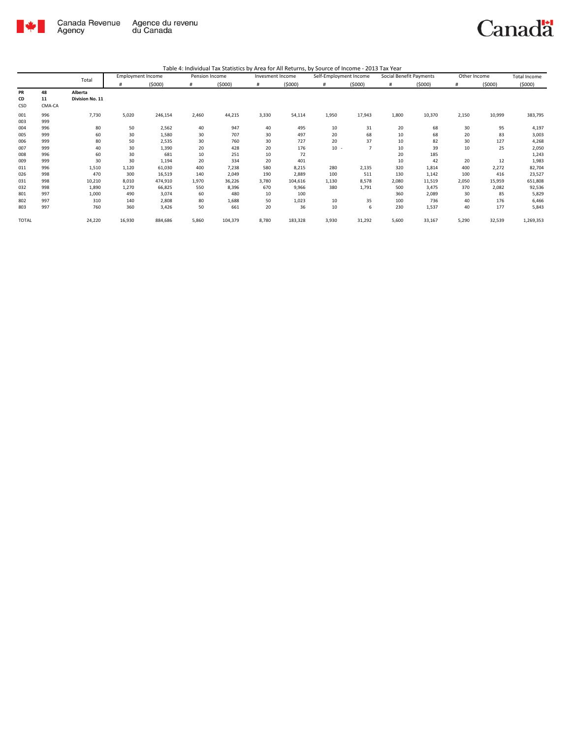Table 4: Individual Tax Statistics by Area for All Returns, by Source of Income - 2013 Tax Year

| | | Total | Employment Income | | Pension Income | | Invesment Income | | Self-Employment Income | | Social Benefit Payments | | Other Income | | Total Income |
|---|---|---|---|---|---|---|---|---|---|---|---|---|---|---|---|
| | | | # | ($000) | # | ($000) | # | ($000) | # | ($000) | # | ($000) | # | ($000) | ($000) |
| **PR** | **48** | **Alberta** | | | | | | | | | | | | | |
| **CD** | **11** | **Division No. 11** | | | | | | | | | | | | | |
| CSD | CMA-CA | | | | | | | | | | | | | | |
| 001 | 996 | 7,730 | 5,020 | 246,154 | 2,460 | 44,215 | 3,330 | 54,114 | 1,950 | 17,943 | 1,800 | 10,370 | 2,150 | 10,999 | 383,795 |
| 003 | 999 | | | | | | | | | | | | | | |
| 004 | 996 | 80 | 50 | 2,562 | 40 | 947 | 40 | 495 | 10 | 31 | 20 | 68 | 30 | 95 | 4,197 |
| 005 | 999 | 60 | 30 | 1,580 | 30 | 707 | 30 | 497 | 20 | 68 | 10 | 68 | 20 | 83 | 3,003 |
| 006 | 999 | 80 | 50 | 2,535 | 30 | 760 | 30 | 727 | 20 | 37 | 10 | 82 | 30 | 127 | 4,268 |
| 007 | 999 | 40 | 30 | 1,390 | 20 | 428 | 20 | 176 | 10 - | 7 | 10 | 39 | 10 | 25 | 2,050 |
| 008 | 996 | 60 | 30 | 681 | 10 | 251 | 10 | 72 | | | 20 | 185 | | | 1,243 |
| 009 | 999 | 30 | 30 | 1,194 | 20 | 334 | 20 | 401 | | | 10 | 42 | 20 | 12 | 1,983 |
| 011 | 996 | 1,510 | 1,120 | 61,030 | 400 | 7,238 | 580 | 8,215 | 280 | 2,135 | 320 | 1,814 | 400 | 2,272 | 82,704 |
| 026 | 998 | 470 | 300 | 16,519 | 140 | 2,049 | 190 | 2,889 | 100 | 511 | 130 | 1,142 | 100 | 416 | 23,527 |
| 031 | 998 | 10,210 | 8,010 | 474,910 | 1,970 | 36,226 | 3,780 | 104,616 | 1,130 | 8,578 | 2,080 | 11,519 | 2,050 | 15,959 | 651,808 |
| 032 | 998 | 1,890 | 1,270 | 66,825 | 550 | 8,396 | 670 | 9,966 | 380 | 1,791 | 500 | 3,475 | 370 | 2,082 | 92,536 |
| 801 | 997 | 1,000 | 490 | 3,074 | 60 | 480 | 10 | 100 | | | 360 | 2,089 | 30 | 85 | 5,829 |
| 802 | 997 | 310 | 140 | 2,808 | 80 | 1,688 | 50 | 1,023 | 10 | 35 | 100 | 736 | 40 | 176 | 6,466 |
| 803 | 997 | 760 | 360 | 3,426 | 50 | 661 | 20 | 36 | 10 | 6 | 230 | 1,537 | 40 | 177 | 5,843 |
| TOTAL | | 24,220 | 16,930 | 884,686 | 5,860 | 104,379 | 8,780 | 183,328 | 3,930 | 31,292 | 5,600 | 33,167 | 5,290 | 32,539 | 1,269,353 |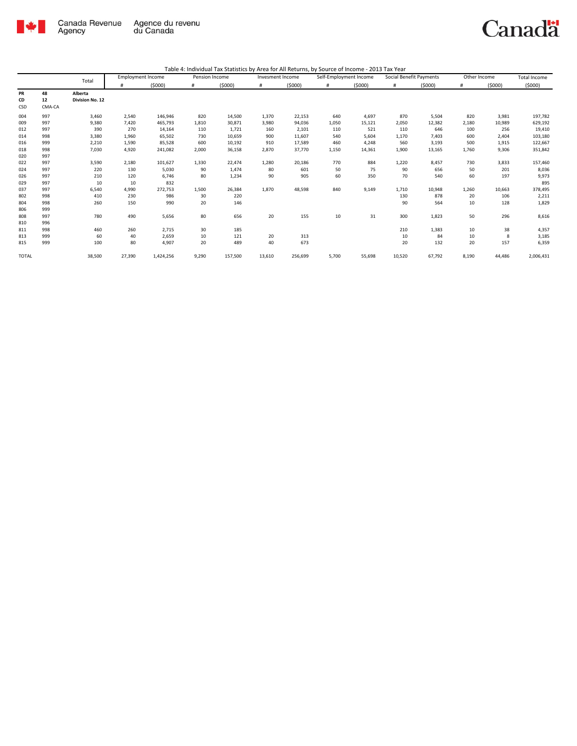Canada Revenue Agency / Agence du revenu du Canada

Table 4: Individual Tax Statistics by Area for All Returns, by Source of Income - 2013 Tax Year

| | | Total | Employment Income | | Pension Income | | Invesment Income | | Self-Employment Income | | Social Benefit Payments | | Other Income | | Total Income |
|---|---|---|---|---|---|---|---|---|---|---|---|---|---|---|---|
| | | | # | ($000) | # | ($000) | # | ($000) | # | ($000) | # | ($000) | # | ($000) | ($000) |
| PR | 48 | Alberta | | | | | | | | | | | | | |
| CD | 12 | Division No. 12 | | | | | | | | | | | | | |
| CSD | CMA-CA | | | | | | | | | | | | | | |
| 004 | 997 | 3,460 | 2,540 | 146,946 | 820 | 14,500 | 1,370 | 22,153 | 640 | 4,697 | 870 | 5,504 | 820 | 3,981 | 197,782 |
| 009 | 997 | 9,380 | 7,420 | 465,793 | 1,810 | 30,871 | 3,980 | 94,036 | 1,050 | 15,121 | 2,050 | 12,382 | 2,180 | 10,989 | 629,192 |
| 012 | 997 | 390 | 270 | 14,164 | 110 | 1,721 | 160 | 2,101 | 110 | 521 | 110 | 646 | 100 | 256 | 19,410 |
| 014 | 998 | 3,380 | 1,960 | 65,502 | 730 | 10,659 | 900 | 11,607 | 540 | 5,604 | 1,170 | 7,403 | 600 | 2,404 | 103,180 |
| 016 | 999 | 2,210 | 1,590 | 85,528 | 600 | 10,192 | 910 | 17,589 | 460 | 4,248 | 560 | 3,193 | 500 | 1,915 | 122,667 |
| 018 | 998 | 7,030 | 4,920 | 241,082 | 2,000 | 36,158 | 2,870 | 37,770 | 1,150 | 14,361 | 1,900 | 13,165 | 1,760 | 9,306 | 351,842 |
| 020 | 997 | | | | | | | | | | | | | | |
| 022 | 997 | 3,590 | 2,180 | 101,627 | 1,330 | 22,474 | 1,280 | 20,186 | 770 | 884 | 1,220 | 8,457 | 730 | 3,833 | 157,460 |
| 024 | 997 | 220 | 130 | 5,030 | 90 | 1,474 | 80 | 601 | 50 | 75 | 90 | 656 | 50 | 201 | 8,036 |
| 026 | 997 | 210 | 120 | 6,746 | 80 | 1,234 | 90 | 905 | 60 | 350 | 70 | 540 | 60 | 197 | 9,973 |
| 029 | 997 | 10 | 10 | 832 | | | | | | | | | | | 895 |
| 037 | 997 | 6,540 | 4,990 | 272,753 | 1,500 | 26,384 | 1,870 | 48,598 | 840 | 9,149 | 1,710 | 10,948 | 1,260 | 10,663 | 378,495 |
| 802 | 998 | 410 | 230 | 986 | 30 | 220 | | | | | 130 | 878 | 20 | 106 | 2,211 |
| 804 | 998 | 260 | 150 | 990 | 20 | 146 | | | | | 90 | 564 | 10 | 128 | 1,829 |
| 806 | 999 | | | | | | | | | | | | | | |
| 808 | 997 | 780 | 490 | 5,656 | 80 | 656 | 20 | 155 | 10 | 31 | 300 | 1,823 | 50 | 296 | 8,616 |
| 810 | 996 | | | | | | | | | | | | | | |
| 811 | 998 | 460 | 260 | 2,715 | 30 | 185 | | | | | 210 | 1,383 | 10 | 38 | 4,357 |
| 813 | 999 | 60 | 40 | 2,659 | 10 | 121 | 20 | 313 | | | 10 | 84 | 10 | 8 | 3,185 |
| 815 | 999 | 100 | 80 | 4,907 | 20 | 489 | 40 | 673 | | | 20 | 132 | 20 | 157 | 6,359 |
| TOTAL | | 38,500 | 27,390 | 1,424,256 | 9,290 | 157,500 | 13,610 | 256,699 | 5,700 | 55,698 | 10,520 | 67,792 | 8,190 | 44,486 | 2,006,431 |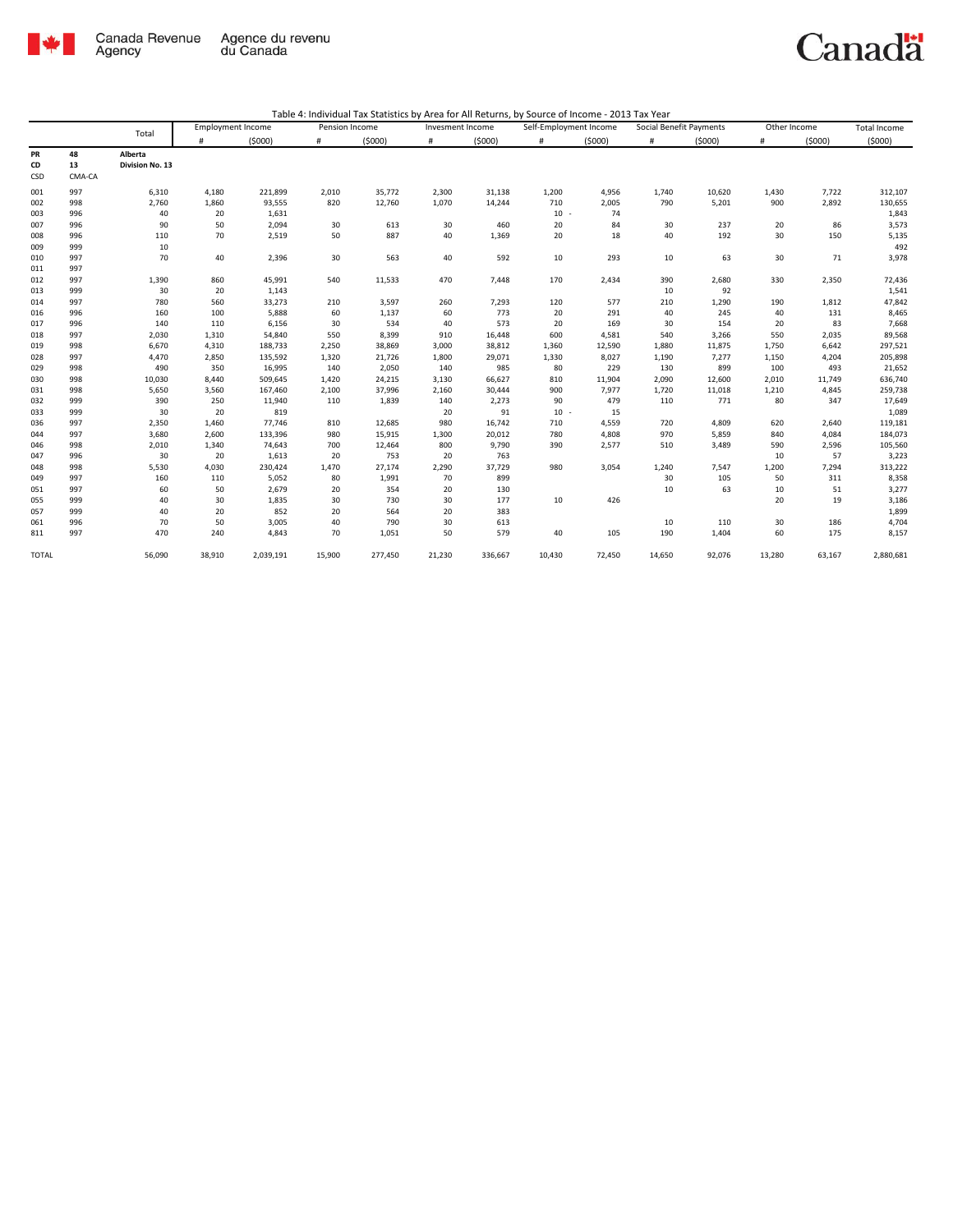Canada Revenue Agency / Agence du revenu du Canada

Table 4: Individual Tax Statistics by Area for All Returns, by Source of Income - 2013 Tax Year

| | | Total | Employment Income | | Pension Income | | Invesment Income | | Self-Employment Income | | Social Benefit Payments | | Other Income | | Total Income |
|---|---|---|---|---|---|---|---|---|---|---|---|---|---|---|---|
| | | | # | ($000) | # | ($000) | # | ($000) | # | ($000) | # | ($000) | # | ($000) | ($000) |
| PR | 48 | Alberta | | | | | | | | | | | | | |
| CD | 13 | Division No. 13 | | | | | | | | | | | | | |
| CSD | CMA-CA | | | | | | | | | | | | | | |
| 001 | 997 | 6,310 | 4,180 | 221,899 | 2,010 | 35,772 | 2,300 | 31,138 | 1,200 | 4,956 | 1,740 | 10,620 | 1,430 | 7,722 | 312,107 |
| 002 | 998 | 2,760 | 1,860 | 93,555 | 820 | 12,760 | 1,070 | 14,244 | 710 | 2,005 | 790 | 5,201 | 900 | 2,892 | 130,655 |
| 003 | 996 | 40 | 20 | 1,631 | | | | | 10 - | 74 | | | | | 1,843 |
| 007 | 996 | 90 | 50 | 2,094 | 30 | 613 | 30 | 460 | 20 | 84 | 30 | 237 | 20 | 86 | 3,573 |
| 008 | 996 | 110 | 70 | 2,519 | 50 | 887 | 40 | 1,369 | 20 | 18 | 40 | 192 | 30 | 150 | 5,135 |
| 009 | 999 | 10 | | | | | | | | | | | | | 492 |
| 010 | 997 | 70 | 40 | 2,396 | 30 | 563 | 40 | 592 | 10 | 293 | 10 | 63 | 30 | 71 | 3,978 |
| 011 | 997 | | | | | | | | | | | | | | |
| 012 | 997 | 1,390 | 860 | 45,991 | 540 | 11,533 | 470 | 7,448 | 170 | 2,434 | 390 | 2,680 | 330 | 2,350 | 72,436 |
| 013 | 999 | 30 | 20 | 1,143 | | | | | | | 10 | 92 | | | 1,541 |
| 014 | 997 | 780 | 560 | 33,273 | 210 | 3,597 | 260 | 7,293 | 120 | 577 | 210 | 1,290 | 190 | 1,812 | 47,842 |
| 016 | 996 | 160 | 100 | 5,888 | 60 | 1,137 | 60 | 773 | 20 | 291 | 40 | 245 | 40 | 131 | 8,465 |
| 017 | 996 | 140 | 110 | 6,156 | 30 | 534 | 40 | 573 | 20 | 169 | 30 | 154 | 20 | 83 | 7,668 |
| 018 | 997 | 2,030 | 1,310 | 54,840 | 550 | 8,399 | 910 | 16,448 | 600 | 4,581 | 540 | 3,266 | 550 | 2,035 | 89,568 |
| 019 | 998 | 6,670 | 4,310 | 188,733 | 2,250 | 38,869 | 3,000 | 38,812 | 1,360 | 12,590 | 1,880 | 11,875 | 1,750 | 6,642 | 297,521 |
| 028 | 997 | 4,470 | 2,850 | 135,592 | 1,320 | 21,726 | 1,800 | 29,071 | 1,330 | 8,027 | 1,190 | 7,277 | 1,150 | 4,204 | 205,898 |
| 029 | 998 | 490 | 350 | 16,995 | 140 | 2,050 | 140 | 985 | 80 | 229 | 130 | 899 | 100 | 493 | 21,652 |
| 030 | 998 | 10,030 | 8,440 | 509,645 | 1,420 | 24,215 | 3,130 | 66,627 | 810 | 11,904 | 2,090 | 12,600 | 2,010 | 11,749 | 636,740 |
| 031 | 998 | 5,650 | 3,560 | 167,460 | 2,100 | 37,996 | 2,160 | 30,444 | 900 | 7,977 | 1,720 | 11,018 | 1,210 | 4,845 | 259,738 |
| 032 | 999 | 390 | 250 | 11,940 | 110 | 1,839 | 140 | 2,273 | 90 | 479 | 110 | 771 | 80 | 347 | 17,649 |
| 033 | 999 | 30 | 20 | 819 | | | 20 | 91 | 10 - | 15 | | | | | 1,089 |
| 036 | 997 | 2,350 | 1,460 | 77,746 | 810 | 12,685 | 980 | 16,742 | 710 | 4,559 | 720 | 4,809 | 620 | 2,640 | 119,181 |
| 044 | 997 | 3,680 | 2,600 | 133,396 | 980 | 15,915 | 1,300 | 20,012 | 780 | 4,808 | 970 | 5,859 | 840 | 4,084 | 184,073 |
| 046 | 998 | 2,010 | 1,340 | 74,643 | 700 | 12,464 | 800 | 9,790 | 390 | 2,577 | 510 | 3,489 | 590 | 2,596 | 105,560 |
| 047 | 996 | 30 | 20 | 1,613 | 20 | 753 | 20 | 763 | | | | | 10 | 57 | 3,223 |
| 048 | 998 | 5,530 | 4,030 | 230,424 | 1,470 | 27,174 | 2,290 | 37,729 | 980 | 3,054 | 1,240 | 7,547 | 1,200 | 7,294 | 313,222 |
| 049 | 997 | 160 | 110 | 5,052 | 80 | 1,991 | 70 | 899 | | | 30 | 105 | 50 | 311 | 8,358 |
| 051 | 997 | 60 | 50 | 2,679 | 20 | 354 | 20 | 130 | | | 10 | 63 | 10 | 51 | 3,277 |
| 055 | 999 | 40 | 30 | 1,835 | 30 | 730 | 30 | 177 | 10 | 426 | | | 20 | 19 | 3,186 |
| 057 | 999 | 40 | 20 | 852 | 20 | 564 | 20 | 383 | | | | | | | 1,899 |
| 061 | 996 | 70 | 50 | 3,005 | 40 | 790 | 30 | 613 | | | 10 | 110 | 30 | 186 | 4,704 |
| 811 | 997 | 470 | 240 | 4,843 | 70 | 1,051 | 50 | 579 | 40 | 105 | 190 | 1,404 | 60 | 175 | 8,157 |
| TOTAL | | 56,090 | 38,910 | 2,039,191 | 15,900 | 277,450 | 21,230 | 336,667 | 10,430 | 72,450 | 14,650 | 92,076 | 13,280 | 63,167 | 2,880,681 |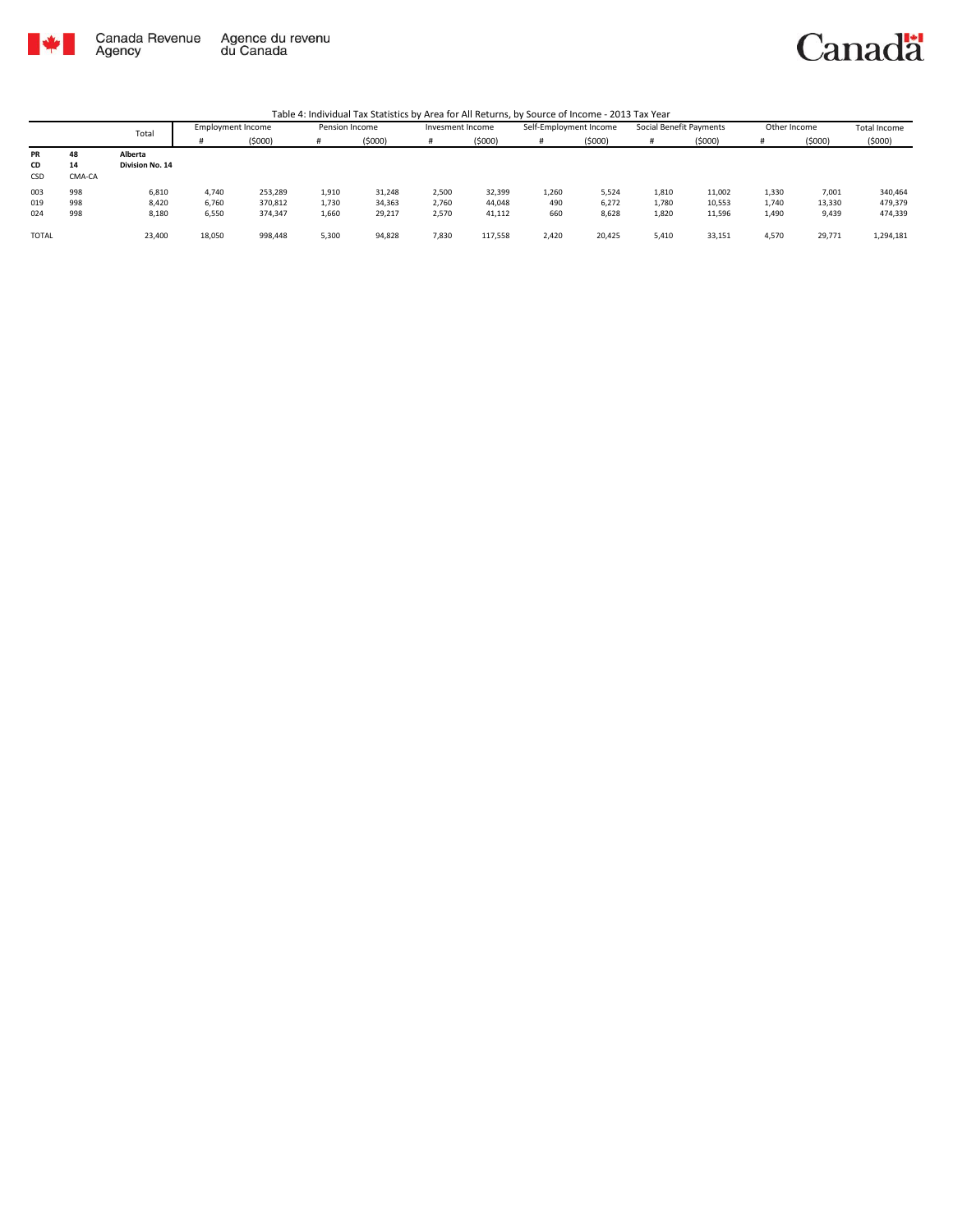Table 4: Individual Tax Statistics by Area for All Returns, by Source of Income - 2013 Tax Year

| | | Total | Employment Income | | Pension Income | | Invesment Income | | Self-Employment Income | | Social Benefit Payments | | Other Income | | Total Income |
|---|---|---|---|---|---|---|---|---|---|---|---|---|---|---|---|
| | | | # | ($000) | # | ($000) | # | ($000) | # | ($000) | # | ($000) | # | ($000) | ($000) |
| **PR** | **48** | **Alberta** | | | | | | | | | | | | | |
| **CD** | **14** | **Division No. 14** | | | | | | | | | | | | | |
| CSD | CMA-CA | | | | | | | | | | | | | | |
| 003 | 998 | 6,810 | 4,740 | 253,289 | 1,910 | 31,248 | 2,500 | 32,399 | 1,260 | 5,524 | 1,810 | 11,002 | 1,330 | 7,001 | 340,464 |
| 019 | 998 | 8,420 | 6,760 | 370,812 | 1,730 | 34,363 | 2,760 | 44,048 | 490 | 6,272 | 1,780 | 10,553 | 1,740 | 13,330 | 479,379 |
| 024 | 998 | 8,180 | 6,550 | 374,347 | 1,660 | 29,217 | 2,570 | 41,112 | 660 | 8,628 | 1,820 | 11,596 | 1,490 | 9,439 | 474,339 |
| TOTAL | | 23,400 | 18,050 | 998,448 | 5,300 | 94,828 | 7,830 | 117,558 | 2,420 | 20,425 | 5,410 | 33,151 | 4,570 | 29,771 | 1,294,181 |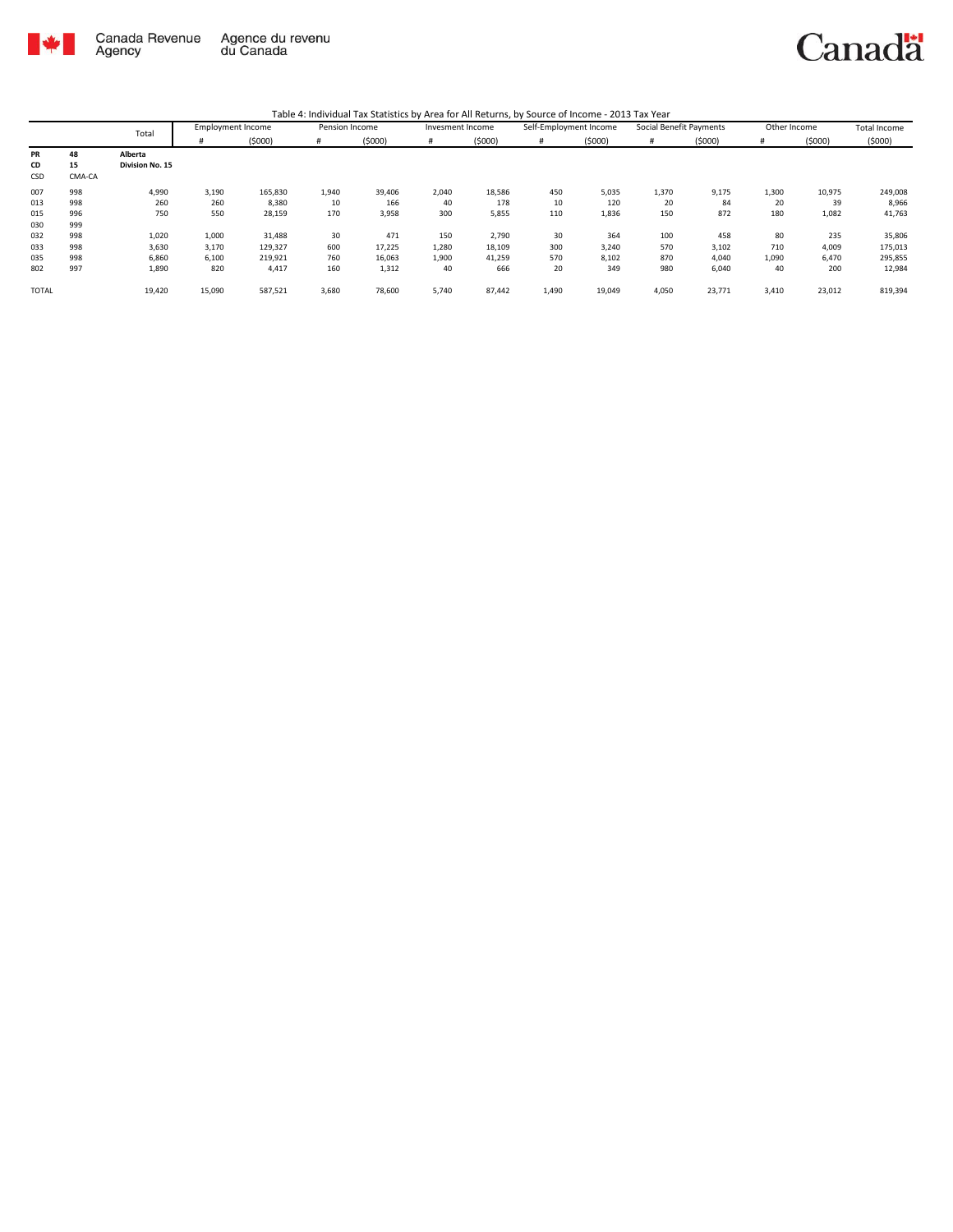Canada Revenue Agency / Agence du revenu du Canada

Canada

Table 4: Individual Tax Statistics by Area for All Returns, by Source of Income - 2013 Tax Year

| | | Total | Employment Income | | Pension Income | | Invesment Income | | Self-Employment Income | | Social Benefit Payments | | Other Income | | Total Income |
|---|---|---|---|---|---|---|---|---|---|---|---|---|---|---|---|
| | | | # | ($000) | # | ($000) | # | ($000) | # | ($000) | # | ($000) | # | ($000) | ($000) |
| **PR** | **48** | **Alberta** | | | | | | | | | | | | | |
| **CD** | **15** | **Division No. 15** | | | | | | | | | | | | | |
| CSD | CMA-CA | | | | | | | | | | | | | | |
| 007 | 998 | 4,990 | 3,190 | 165,830 | 1,940 | 39,406 | 2,040 | 18,586 | 450 | 5,035 | 1,370 | 9,175 | 1,300 | 10,975 | 249,008 |
| 013 | 998 | 260 | 260 | 8,380 | 10 | 166 | 40 | 178 | 10 | 120 | 20 | 84 | 20 | 39 | 8,966 |
| 015 | 996 | 750 | 550 | 28,159 | 170 | 3,958 | 300 | 5,855 | 110 | 1,836 | 150 | 872 | 180 | 1,082 | 41,763 |
| 030 | 999 | | | | | | | | | | | | | | |
| 032 | 998 | 1,020 | 1,000 | 31,488 | 30 | 471 | 150 | 2,790 | 30 | 364 | 100 | 458 | 80 | 235 | 35,806 |
| 033 | 998 | 3,630 | 3,170 | 129,327 | 600 | 17,225 | 1,280 | 18,109 | 300 | 3,240 | 570 | 3,102 | 710 | 4,009 | 175,013 |
| 035 | 998 | 6,860 | 6,100 | 219,921 | 760 | 16,063 | 1,900 | 41,259 | 570 | 8,102 | 870 | 4,040 | 1,090 | 6,470 | 295,855 |
| 802 | 997 | 1,890 | 820 | 4,417 | 160 | 1,312 | 40 | 666 | 20 | 349 | 980 | 6,040 | 40 | 200 | 12,984 |
| TOTAL | | 19,420 | 15,090 | 587,521 | 3,680 | 78,600 | 5,740 | 87,442 | 1,490 | 19,049 | 4,050 | 23,771 | 3,410 | 23,012 | 819,394 |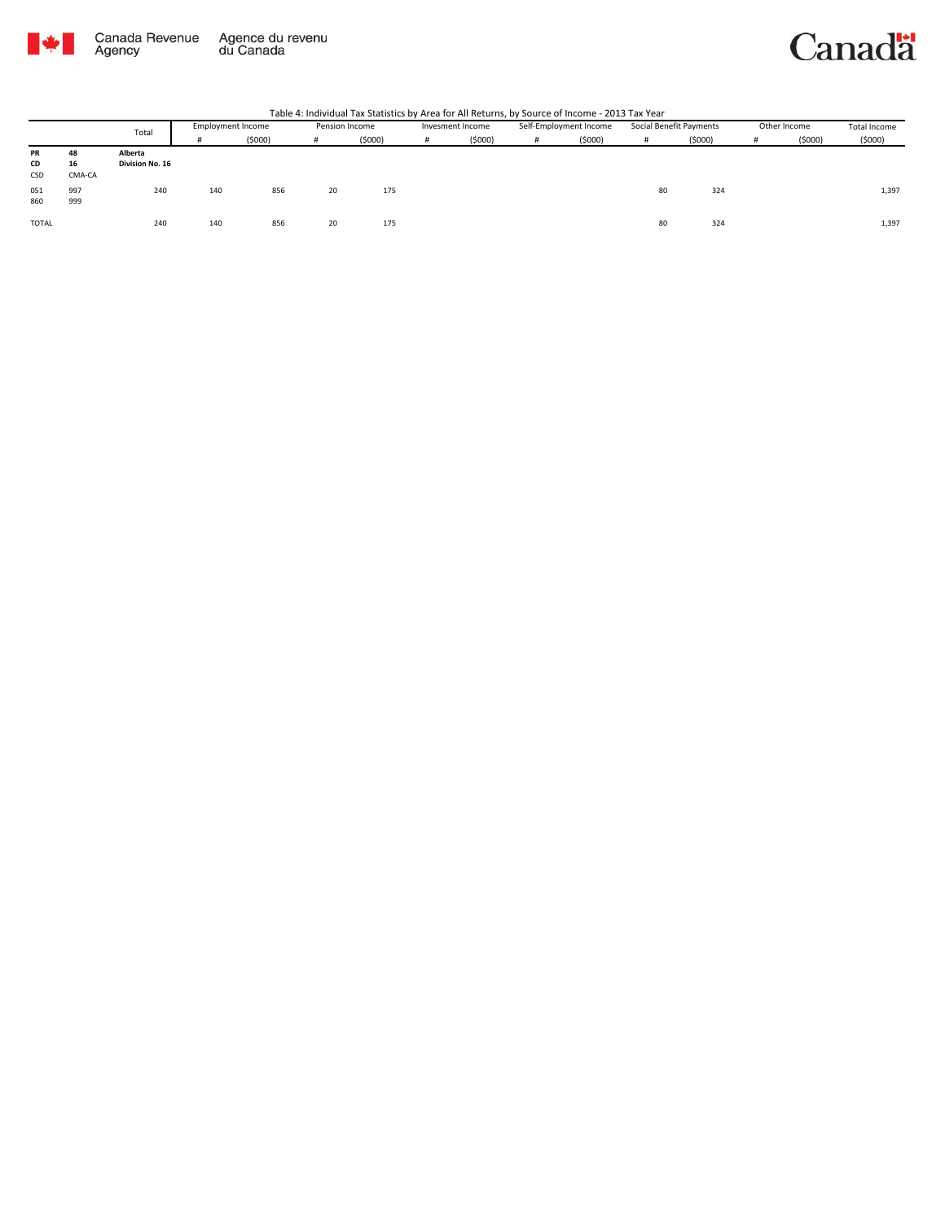Canada Revenue Agency / Agence du revenu du Canada

Canada

Table 4: Individual Tax Statistics by Area for All Returns, by Source of Income - 2013 Tax Year

| | | Total | Employment Income | | Pension Income | | Invesment Income | | Self-Employment Income | | Social Benefit Payments | | Other Income | | Total Income |
|---|---|---|---|---|---|---|---|---|---|---|---|---|---|---|---|
| | | | # | ($000) | # | ($000) | # | ($000) | # | ($000) | # | ($000) | # | ($000) | ($000) |
| **PR** / **CD** / CSD | **48** / **16** / CMA-CA | **Alberta** / **Division No. 16** | | | | | | | | | | | | | |
| 051 / 860 | 997 / 999 | 240 | 140 | 856 | 20 | 175 | | | | | 80 | 324 | | | 1,397 |
| TOTAL | | 240 | 140 | 856 | 20 | 175 | | | | | 80 | 324 | | | 1,397 |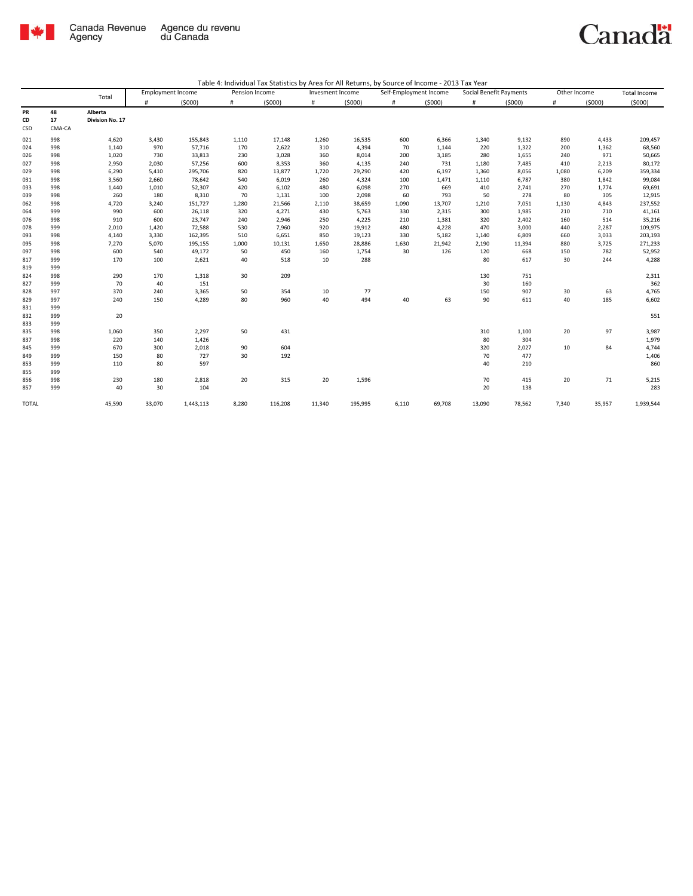Canada Revenue Agency | Agence du revenu du Canada

Table 4: Individual Tax Statistics by Area for All Returns, by Source of Income - 2013 Tax Year

| | | Total | Employment Income | | Pension Income | | Invesment Income | | Self-Employment Income | | Social Benefit Payments | | Other Income | | Total Income |
|---|---|---|---|---|---|---|---|---|---|---|---|---|---|---|---|
| | | | # | ($000) | # | ($000) | # | ($000) | # | ($000) | # | ($000) | # | ($000) | ($000) |
| PR | 48 | Alberta | | | | | | | | | | | | | |
| CD | 17 | Division No. 17 | | | | | | | | | | | | | |
| CSD | CMA-CA | | | | | | | | | | | | | | |
| 021 | 998 | 4,620 | 3,430 | 155,843 | 1,110 | 17,148 | 1,260 | 16,535 | 600 | 6,366 | 1,340 | 9,132 | 890 | 4,433 | 209,457 |
| 024 | 998 | 1,140 | 970 | 57,716 | 170 | 2,622 | 310 | 4,394 | 70 | 1,144 | 220 | 1,322 | 200 | 1,362 | 68,560 |
| 026 | 998 | 1,020 | 730 | 33,813 | 230 | 3,028 | 360 | 8,014 | 200 | 3,185 | 280 | 1,655 | 240 | 971 | 50,665 |
| 027 | 998 | 2,950 | 2,030 | 57,256 | 600 | 8,353 | 360 | 4,135 | 240 | 731 | 1,180 | 7,485 | 410 | 2,213 | 80,172 |
| 029 | 998 | 6,290 | 5,410 | 295,706 | 820 | 13,877 | 1,720 | 29,290 | 420 | 6,197 | 1,360 | 8,056 | 1,080 | 6,209 | 359,334 |
| 031 | 998 | 3,560 | 2,660 | 78,642 | 540 | 6,019 | 260 | 4,324 | 100 | 1,471 | 1,110 | 6,787 | 380 | 1,842 | 99,084 |
| 033 | 998 | 1,440 | 1,010 | 52,307 | 420 | 6,102 | 480 | 6,098 | 270 | 669 | 410 | 2,741 | 270 | 1,774 | 69,691 |
| 039 | 998 | 260 | 180 | 8,310 | 70 | 1,131 | 100 | 2,098 | 60 | 793 | 50 | 278 | 80 | 305 | 12,915 |
| 062 | 998 | 4,720 | 3,240 | 151,727 | 1,280 | 21,566 | 2,110 | 38,659 | 1,090 | 13,707 | 1,210 | 7,051 | 1,130 | 4,843 | 237,552 |
| 064 | 999 | 990 | 600 | 26,118 | 320 | 4,271 | 430 | 5,763 | 330 | 2,315 | 300 | 1,985 | 210 | 710 | 41,161 |
| 076 | 998 | 910 | 600 | 23,747 | 240 | 2,946 | 250 | 4,225 | 210 | 1,381 | 320 | 2,402 | 160 | 514 | 35,216 |
| 078 | 999 | 2,010 | 1,420 | 72,588 | 530 | 7,960 | 920 | 19,912 | 480 | 4,228 | 470 | 3,000 | 440 | 2,287 | 109,975 |
| 093 | 998 | 4,140 | 3,330 | 162,395 | 510 | 6,651 | 850 | 19,123 | 330 | 5,182 | 1,140 | 6,809 | 660 | 3,033 | 203,193 |
| 095 | 998 | 7,270 | 5,070 | 195,155 | 1,000 | 10,131 | 1,650 | 28,886 | 1,630 | 21,942 | 2,190 | 11,394 | 880 | 3,725 | 271,233 |
| 097 | 998 | 600 | 540 | 49,172 | 50 | 450 | 160 | 1,754 | 30 | 126 | 120 | 668 | 150 | 782 | 52,952 |
| 817 | 999 | 170 | 100 | 2,621 | 40 | 518 | 10 | 288 | | | 80 | 617 | 30 | 244 | 4,288 |
| 819 | 999 | | | | | | | | | | | | | | |
| 824 | 998 | 290 | 170 | 1,318 | 30 | 209 | | | | | 130 | 751 | | | 2,311 |
| 827 | 999 | 70 | 40 | 151 | | | | | | | 30 | 160 | | | 362 |
| 828 | 997 | 370 | 240 | 3,365 | 50 | 354 | 10 | 77 | | | 150 | 907 | 30 | 63 | 4,765 |
| 829 | 997 | 240 | 150 | 4,289 | 80 | 960 | 40 | 494 | 40 | 63 | 90 | 611 | 40 | 185 | 6,602 |
| 831 | 999 | | | | | | | | | | | | | | |
| 832 | 999 | 20 | | | | | | | | | | | | | 551 |
| 833 | 999 | | | | | | | | | | | | | | |
| 835 | 998 | 1,060 | 350 | 2,297 | 50 | 431 | | | | | 310 | 1,100 | 20 | 97 | 3,987 |
| 837 | 998 | 220 | 140 | 1,426 | | | | | | | 80 | 304 | | | 1,979 |
| 845 | 999 | 670 | 300 | 2,018 | 90 | 604 | | | | | 320 | 2,027 | 10 | 84 | 4,744 |
| 849 | 999 | 150 | 80 | 727 | 30 | 192 | | | | | 70 | 477 | | | 1,406 |
| 853 | 999 | 110 | 80 | 597 | | | | | | | 40 | 210 | | | 860 |
| 855 | 999 | | | | | | | | | | | | | | |
| 856 | 998 | 230 | 180 | 2,818 | 20 | 315 | 20 | 1,596 | | | 70 | 415 | 20 | 71 | 5,215 |
| 857 | 999 | 40 | 30 | 104 | | | | | | | 20 | 138 | | | 283 |
| TOTAL | | 45,590 | 33,070 | 1,443,113 | 8,280 | 116,208 | 11,340 | 195,995 | 6,110 | 69,708 | 13,090 | 78,562 | 7,340 | 35,957 | 1,939,544 |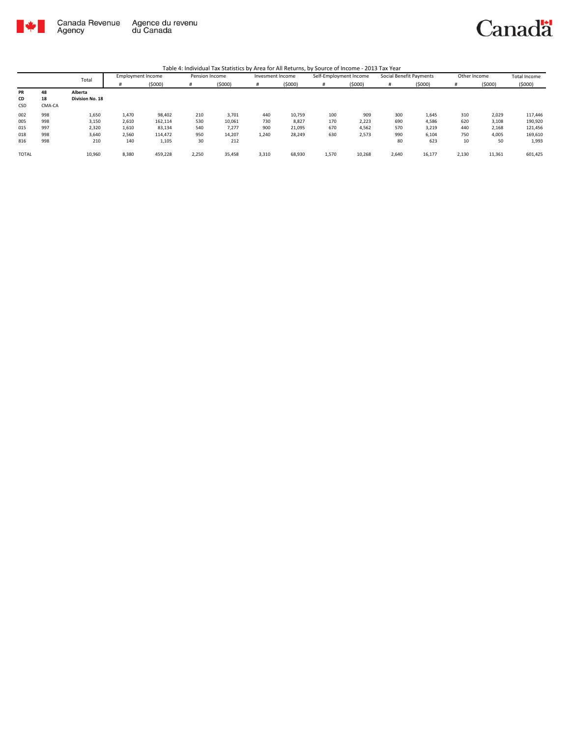Canada Revenue Agency | Agence du revenu du Canada

Canada

Table 4: Individual Tax Statistics by Area for All Returns, by Source of Income - 2013 Tax Year

| | | Total | Employment Income | | Pension Income | | Invesment Income | | Self-Employment Income | | Social Benefit Payments | | Other Income | | Total Income |
|---|---|---|---|---|---|---|---|---|---|---|---|---|---|---|---|
| | | | # | ($000) | # | ($000) | # | ($000) | # | ($000) | # | ($000) | # | ($000) | ($000) |
| **PR** | **48** | **Alberta** | | | | | | | | | | | | | |
| **CD** | **18** | **Division No. 18** | | | | | | | | | | | | | |
| CSD | CMA-CA | | | | | | | | | | | | | | |
| 002 | 998 | 1,650 | 1,470 | 98,402 | 210 | 3,701 | 440 | 10,759 | 100 | 909 | 300 | 1,645 | 310 | 2,029 | 117,446 |
| 005 | 998 | 3,150 | 2,610 | 162,114 | 530 | 10,061 | 730 | 8,827 | 170 | 2,223 | 690 | 4,586 | 620 | 3,108 | 190,920 |
| 015 | 997 | 2,320 | 1,610 | 83,134 | 540 | 7,277 | 900 | 21,095 | 670 | 4,562 | 570 | 3,219 | 440 | 2,168 | 121,456 |
| 018 | 998 | 3,640 | 2,560 | 114,472 | 950 | 14,207 | 1,240 | 28,249 | 630 | 2,573 | 990 | 6,104 | 750 | 4,005 | 169,610 |
| 816 | 998 | 210 | 140 | 1,105 | 30 | 212 | | | | | 80 | 623 | 10 | 50 | 1,993 |
| TOTAL | | 10,960 | 8,380 | 459,228 | 2,250 | 35,458 | 3,310 | 68,930 | 1,570 | 10,268 | 2,640 | 16,177 | 2,130 | 11,361 | 601,425 |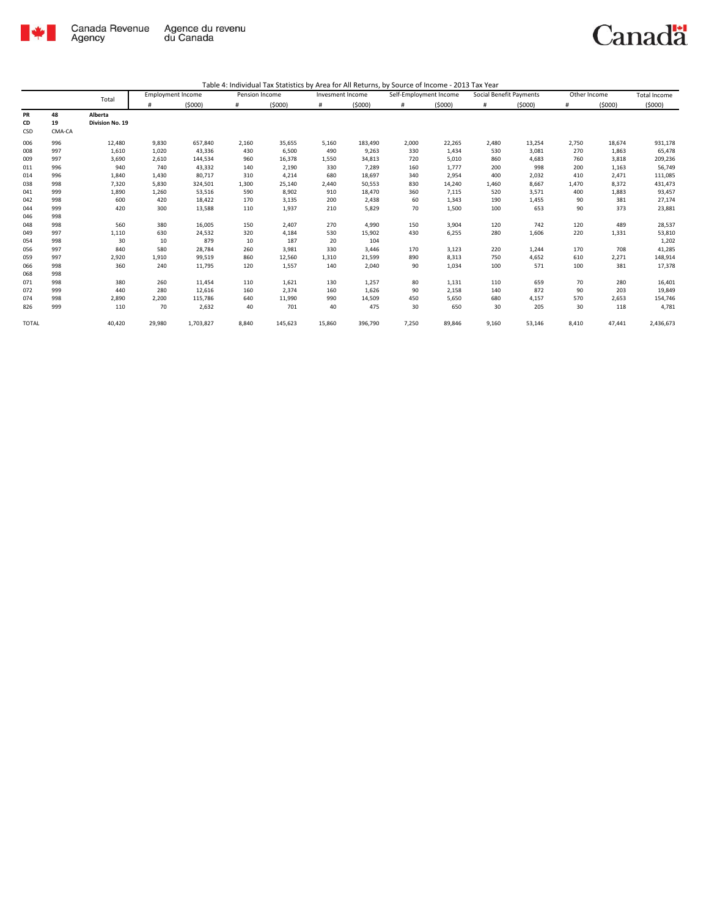Canada Revenue Agency / Agence du revenu du Canada

Table 4: Individual Tax Statistics by Area for All Returns, by Source of Income - 2013 Tax Year

| | | Total | Employment Income | | Pension Income | | Invesment Income | | Self-Employment Income | | Social Benefit Payments | | Other Income | | Total Income |
|---|---|---|---|---|---|---|---|---|---|---|---|---|---|---|---|
| | | | # | ($000) | # | ($000) | # | ($000) | # | ($000) | # | ($000) | # | ($000) | ($000) |
| PR | 48 | Alberta | | | | | | | | | | | | | |
| CD | 19 | Division No. 19 | | | | | | | | | | | | | |
| CSD | CMA-CA | | | | | | | | | | | | | | |
| 006 | 996 | 12,480 | 9,830 | 657,840 | 2,160 | 35,655 | 5,160 | 183,490 | 2,000 | 22,265 | 2,480 | 13,254 | 2,750 | 18,674 | 931,178 |
| 008 | 997 | 1,610 | 1,020 | 43,336 | 430 | 6,500 | 490 | 9,263 | 330 | 1,434 | 530 | 3,081 | 270 | 1,863 | 65,478 |
| 009 | 997 | 3,690 | 2,610 | 144,534 | 960 | 16,378 | 1,550 | 34,813 | 720 | 5,010 | 860 | 4,683 | 760 | 3,818 | 209,236 |
| 011 | 996 | 940 | 740 | 43,332 | 140 | 2,190 | 330 | 7,289 | 160 | 1,777 | 200 | 998 | 200 | 1,163 | 56,749 |
| 014 | 996 | 1,840 | 1,430 | 80,717 | 310 | 4,214 | 680 | 18,697 | 340 | 2,954 | 400 | 2,032 | 410 | 2,471 | 111,085 |
| 038 | 998 | 7,320 | 5,830 | 324,501 | 1,300 | 25,140 | 2,440 | 50,553 | 830 | 14,240 | 1,460 | 8,667 | 1,470 | 8,372 | 431,473 |
| 041 | 999 | 1,890 | 1,260 | 53,516 | 590 | 8,902 | 910 | 18,470 | 360 | 7,115 | 520 | 3,571 | 400 | 1,883 | 93,457 |
| 042 | 998 | 600 | 420 | 18,422 | 170 | 3,135 | 200 | 2,438 | 60 | 1,343 | 190 | 1,455 | 90 | 381 | 27,174 |
| 044 | 999 | 420 | 300 | 13,588 | 110 | 1,937 | 210 | 5,829 | 70 | 1,500 | 100 | 653 | 90 | 373 | 23,881 |
| 046 | 998 | | | | | | | | | | | | | | |
| 048 | 998 | 560 | 380 | 16,005 | 150 | 2,407 | 270 | 4,990 | 150 | 3,904 | 120 | 742 | 120 | 489 | 28,537 |
| 049 | 997 | 1,110 | 630 | 24,532 | 320 | 4,184 | 530 | 15,902 | 430 | 6,255 | 280 | 1,606 | 220 | 1,331 | 53,810 |
| 054 | 998 | 30 | 10 | 879 | 10 | 187 | 20 | 104 | | | | | | | 1,202 |
| 056 | 997 | 840 | 580 | 28,784 | 260 | 3,981 | 330 | 3,446 | 170 | 3,123 | 220 | 1,244 | 170 | 708 | 41,285 |
| 059 | 997 | 2,920 | 1,910 | 99,519 | 860 | 12,560 | 1,310 | 21,599 | 890 | 8,313 | 750 | 4,652 | 610 | 2,271 | 148,914 |
| 066 | 998 | 360 | 240 | 11,795 | 120 | 1,557 | 140 | 2,040 | 90 | 1,034 | 100 | 571 | 100 | 381 | 17,378 |
| 068 | 998 | | | | | | | | | | | | | | |
| 071 | 998 | 380 | 260 | 11,454 | 110 | 1,621 | 130 | 1,257 | 80 | 1,131 | 110 | 659 | 70 | 280 | 16,401 |
| 072 | 999 | 440 | 280 | 12,616 | 160 | 2,374 | 160 | 1,626 | 90 | 2,158 | 140 | 872 | 90 | 203 | 19,849 |
| 074 | 998 | 2,890 | 2,200 | 115,786 | 640 | 11,990 | 990 | 14,509 | 450 | 5,650 | 680 | 4,157 | 570 | 2,653 | 154,746 |
| 826 | 999 | 110 | 70 | 2,632 | 40 | 701 | 40 | 475 | 30 | 650 | 30 | 205 | 30 | 118 | 4,781 |
| TOTAL | | 40,420 | 29,980 | 1,703,827 | 8,840 | 145,623 | 15,860 | 396,790 | 7,250 | 89,846 | 9,160 | 53,146 | 8,410 | 47,441 | 2,436,673 |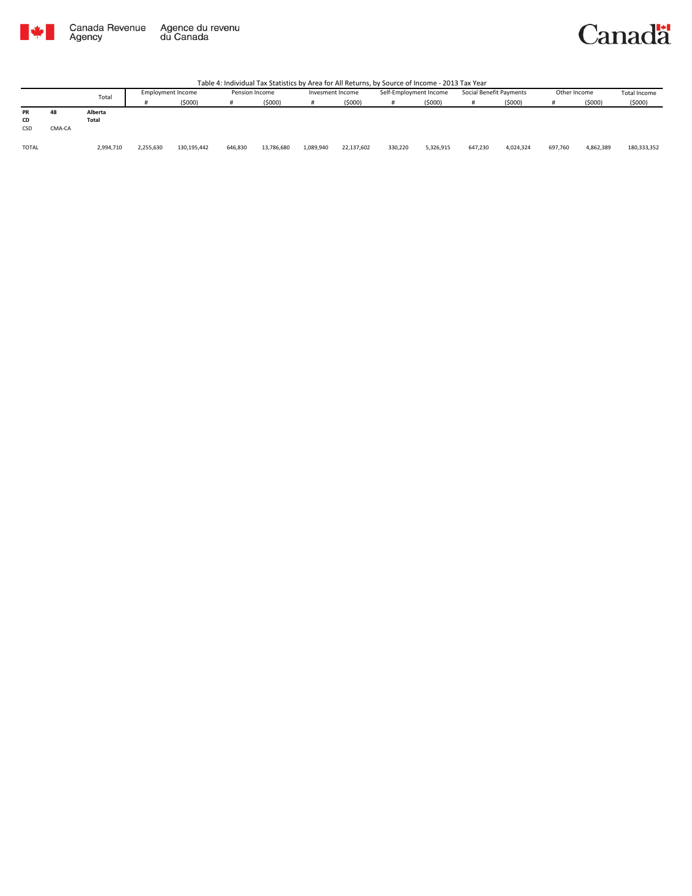Canada Revenue Agency | Agence du revenu du Canada

Table 4: Individual Tax Statistics by Area for All Returns, by Source of Income - 2013 Tax Year

| | | | Total | Employment Income | | Pension Income | | Invesment Income | | Self-Employment Income | | Social Benefit Payments | | Other Income | | Total Income |
|---|---|---|---|---|---|---|---|---|---|---|---|---|---|---|---|---|
| | | | | # | ($000) | # | ($000) | # | ($000) | # | ($000) | # | ($000) | # | ($000) | ($000) |
| **PR** | **48** | **Alberta** | | | | | | | | | | | | | | |
| **CD** | | **Total** | | | | | | | | | | | | | | |
| CSD | CMA-CA | | | | | | | | | | | | | | | |
| TOTAL | | | 2,994,710 | 2,255,630 | 130,195,442 | 646,830 | 13,786,680 | 1,089,940 | 22,137,602 | 330,220 | 5,326,915 | 647,230 | 4,024,324 | 697,760 | 4,862,389 | 180,333,352 |